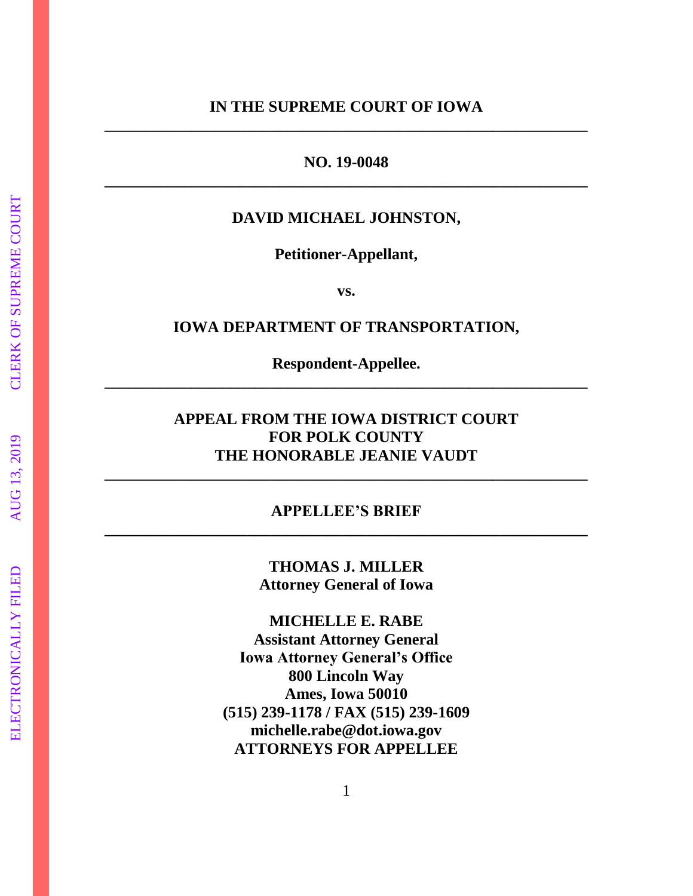**IN THE SUPREME COURT OF IOWA**

---

**NO. 19-0048**

---

**DAVID MICHAEL JOHNSTON,**

**Petitioner-Appellant,**

**vs.**

**IOWA DEPARTMENT OF TRANSPORTATION,**

**Respondent-Appellee.**

---

**APPEAL FROM THE IOWA DISTRICT COURT FOR POLK COUNTY THE HONORABLE JEANIE VAUDT**

---

**APPELLEE'S BRIEF**

---

**THOMAS J. MILLER**
**Attorney General of Iowa**

**MICHELLE E. RABE**
**Assistant Attorney General**
**Iowa Attorney General's Office**
**800 Lincoln Way**
**Ames, Iowa 50010**
**(515) 239-1178 / FAX (515) 239-1609**
**michelle.rabe@dot.iowa.gov**
**ATTORNEYS FOR APPELLEE**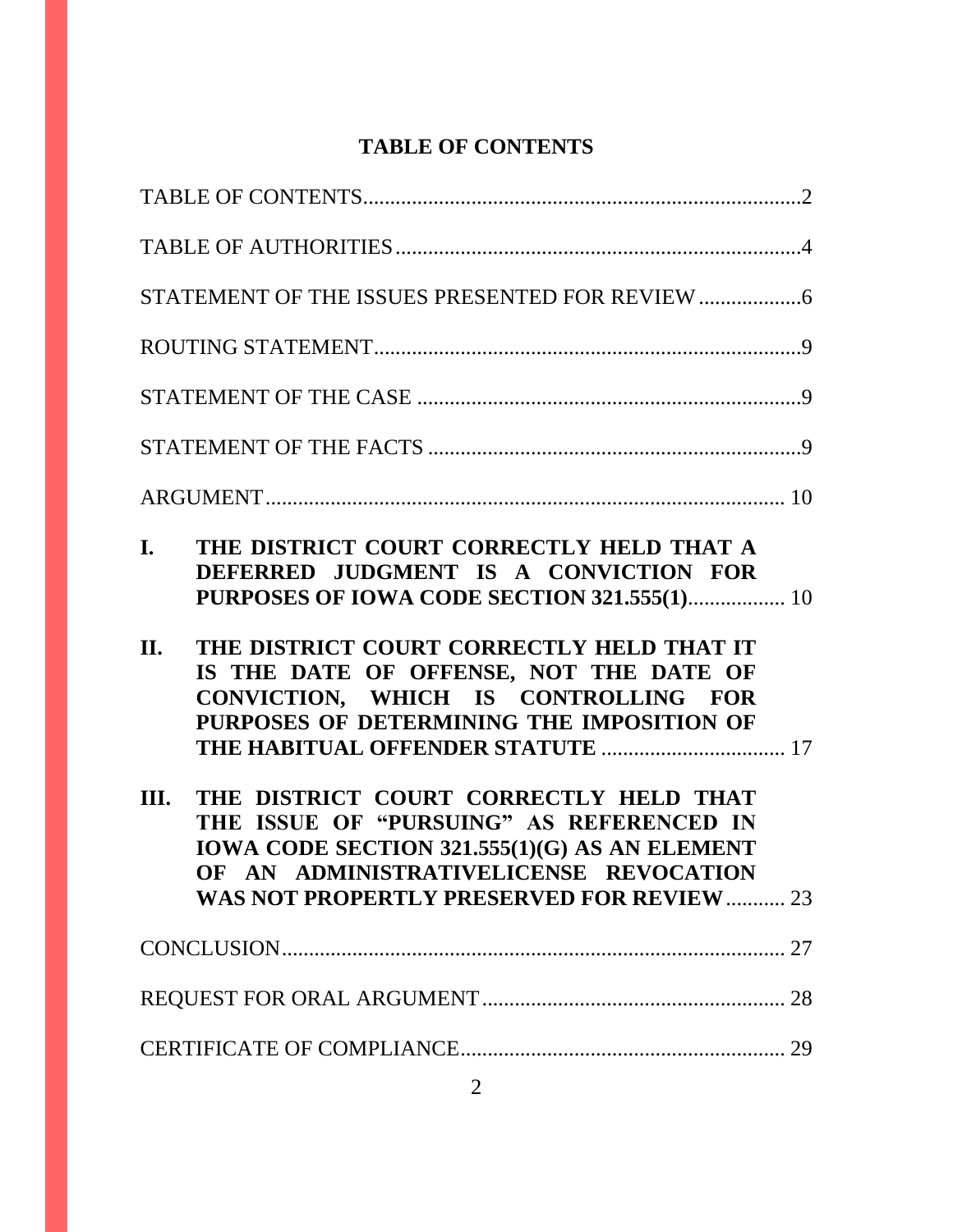# TABLE OF CONTENTS

TABLE OF CONTENTS....................................................................................2

TABLE OF AUTHORITIES..............................................................................4

STATEMENT OF THE ISSUES PRESENTED FOR REVIEW ...................6

ROUTING STATEMENT..................................................................................9

STATEMENT OF THE CASE .........................................................................9

STATEMENT OF THE FACTS .......................................................................9

ARGUMENT.................................................................................................. 10

**I. THE DISTRICT COURT CORRECTLY HELD THAT A DEFERRED JUDGMENT IS A CONVICTION FOR PURPOSES OF IOWA CODE SECTION 321.555(1)**.................. 10

**II. THE DISTRICT COURT CORRECTLY HELD THAT IT IS THE DATE OF OFFENSE, NOT THE DATE OF CONVICTION, WHICH IS CONTROLLING FOR PURPOSES OF DETERMINING THE IMPOSITION OF THE HABITUAL OFFENDER STATUTE** .................................. 17

**III. THE DISTRICT COURT CORRECTLY HELD THAT THE ISSUE OF "PURSUING" AS REFERENCED IN IOWA CODE SECTION 321.555(1)(G) AS AN ELEMENT OF AN ADMINISTRATIVELICENSE REVOCATION WAS NOT PROPERTLY PRESERVED FOR REVIEW**........... 23

CONCLUSION............................................................................................... 27

REQUEST FOR ORAL ARGUMENT......................................................... 28

CERTIFICATE OF COMPLIANCE............................................................. 29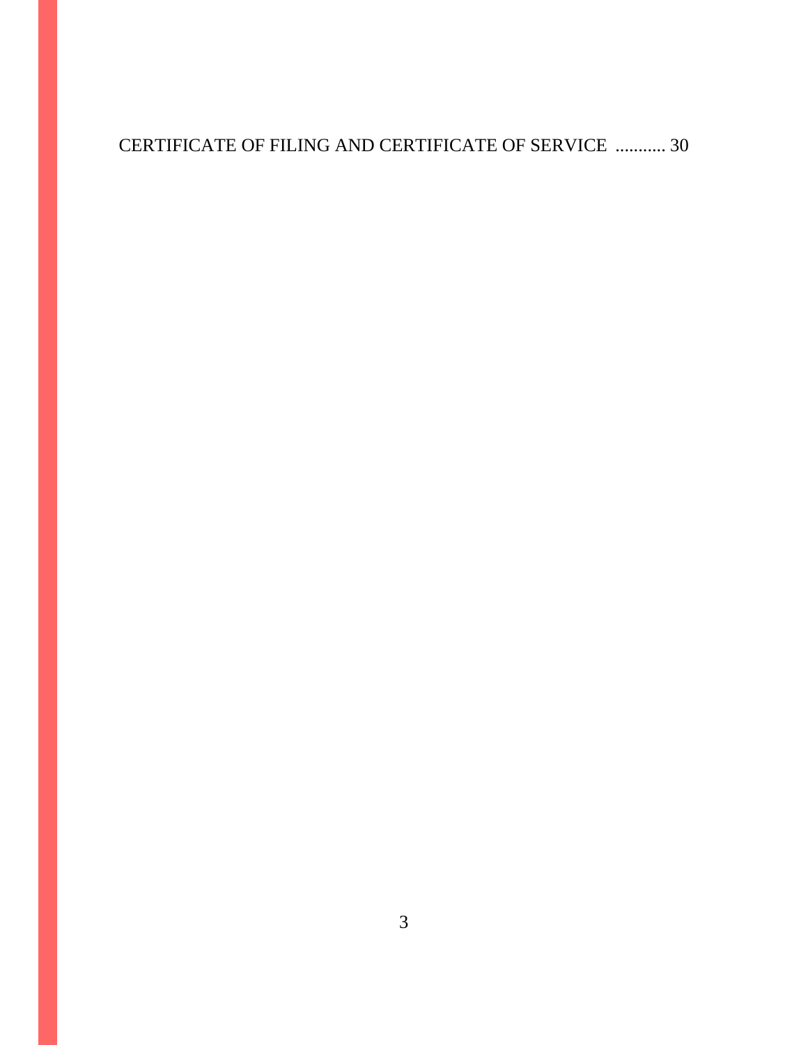CERTIFICATE OF FILING AND CERTIFICATE OF SERVICE ........... 30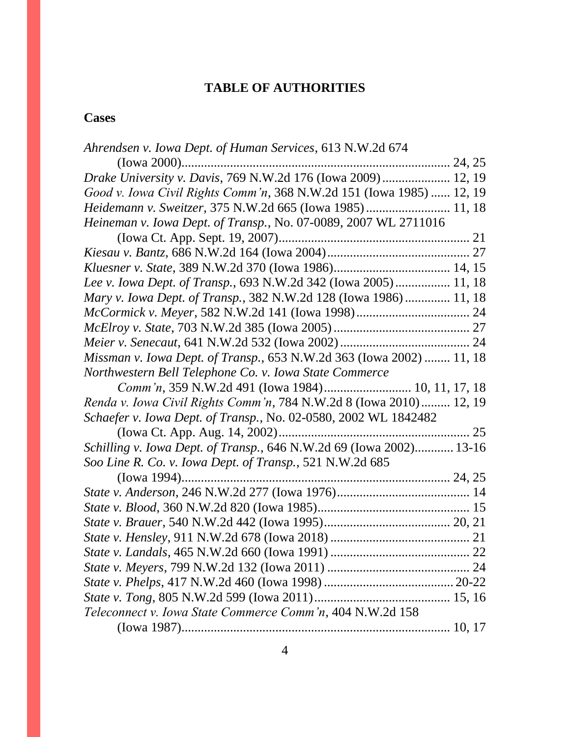# TABLE OF AUTHORITIES

## Cases

*Ahrendsen v. Iowa Dept. of Human Services*, 613 N.W.2d 674 (Iowa 2000)................................................................................ 24, 25
*Drake University v. Davis*, 769 N.W.2d 176 (Iowa 2009).................... 12, 19
*Good v. Iowa Civil Rights Comm'n*, 368 N.W.2d 151 (Iowa 1985) ...... 12, 19
*Heidemann v. Sweitzer*, 375 N.W.2d 665 (Iowa 1985)......................... 11, 18
*Heineman v. Iowa Dept. of Transp.*, No. 07-0089, 2007 WL 2711016 (Iowa Ct. App. Sept. 19, 2007)........................................................... 21
*Kiesau v. Bantz*, 686 N.W.2d 164 (Iowa 2004)............................................ 27
*Kluesner v. State*, 389 N.W.2d 370 (Iowa 1986).................................. 14, 15
*Lee v. Iowa Dept. of Transp.*, 693 N.W.2d 342 (Iowa 2005)................ 11, 18
*Mary v. Iowa Dept. of Transp.*, 382 N.W.2d 128 (Iowa 1986)............. 11, 18
*McCormick v. Meyer*, 582 N.W.2d 141 (Iowa 1998)................................... 24
*McElroy v. State*, 703 N.W.2d 385 (Iowa 2005).......................................... 27
*Meier v. Senecaut*, 641 N.W.2d 532 (Iowa 2002)........................................ 24
*Missman v. Iowa Dept. of Transp.*, 653 N.W.2d 363 (Iowa 2002) ........ 11, 18
*Northwestern Bell Telephone Co. v. Iowa State Commerce Comm'n*, 359 N.W.2d 491 (Iowa 1984).......................... 10, 11, 17, 18
*Renda v. Iowa Civil Rights Comm'n*, 784 N.W.2d 8 (Iowa 2010)......... 12, 19
*Schaefer v. Iowa Dept. of Transp.*, No. 02-0580, 2002 WL 1842482 (Iowa Ct. App. Aug. 14, 2002)........................................................... 25
*Schilling v. Iowa Dept. of Transp.*, 646 N.W.2d 69 (Iowa 2002)............ 13-16
*Soo Line R. Co. v. Iowa Dept. of Transp.*, 521 N.W.2d 685 (Iowa 1994)................................................................................ 24, 25
*State v. Anderson*, 246 N.W.2d 277 (Iowa 1976)......................................... 14
*State v. Blood*, 360 N.W.2d 820 (Iowa 1985)............................................... 15
*State v. Brauer*, 540 N.W.2d 442 (Iowa 1995)...................................... 20, 21
*State v. Hensley*, 911 N.W.2d 678 (Iowa 2018) .......................................... 21
*State v. Landals*, 465 N.W.2d 660 (Iowa 1991) ........................................... 22
*State v. Meyers*, 799 N.W.2d 132 (Iowa 2011) ............................................ 24
*State v. Phelps*, 417 N.W.2d 460 (Iowa 1998) ........................................ 20-22
*State v. Tong*, 805 N.W.2d 599 (Iowa 2011).......................................... 15, 16
*Teleconnect v. Iowa State Commerce Comm'n*, 404 N.W.2d 158 (Iowa 1987)................................................................................ 10, 17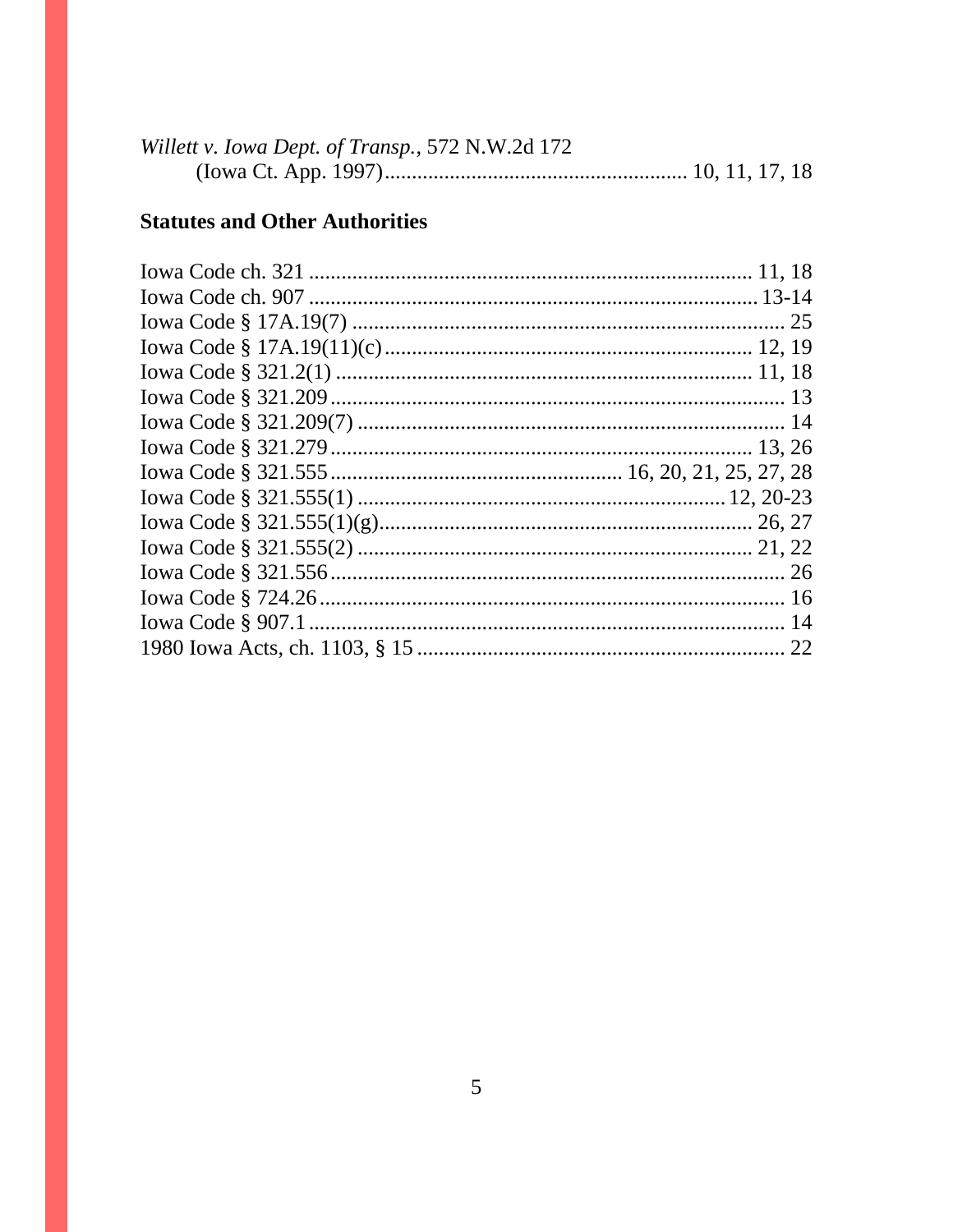*Willett v. Iowa Dept. of Transp.*, 572 N.W.2d 172 (Iowa Ct. App. 1997)........................................................ 10, 11, 17, 18

**Statutes and Other Authorities**

Iowa Code ch. 321 ................................................................................ 11, 18
Iowa Code ch. 907 ................................................................................ 13-14
Iowa Code § 17A.19(7) .............................................................................. 25
Iowa Code § 17A.19(11)(c).................................................................... 12, 19
Iowa Code § 321.2(1) ............................................................................ 11, 18
Iowa Code § 321.209.................................................................................. 13
Iowa Code § 321.209(7) ............................................................................. 14
Iowa Code § 321.279............................................................................ 13, 26
Iowa Code § 321.555..................................................... 16, 20, 21, 25, 27, 28
Iowa Code § 321.555(1) ................................................................... 12, 20-23
Iowa Code § 321.555(1)(g)..................................................................... 26, 27
Iowa Code § 321.555(2) ........................................................................ 21, 22
Iowa Code § 321.556.................................................................................. 26
Iowa Code § 724.26.................................................................................... 16
Iowa Code § 907.1...................................................................................... 14
1980 Iowa Acts, ch. 1103, § 15 ................................................................... 22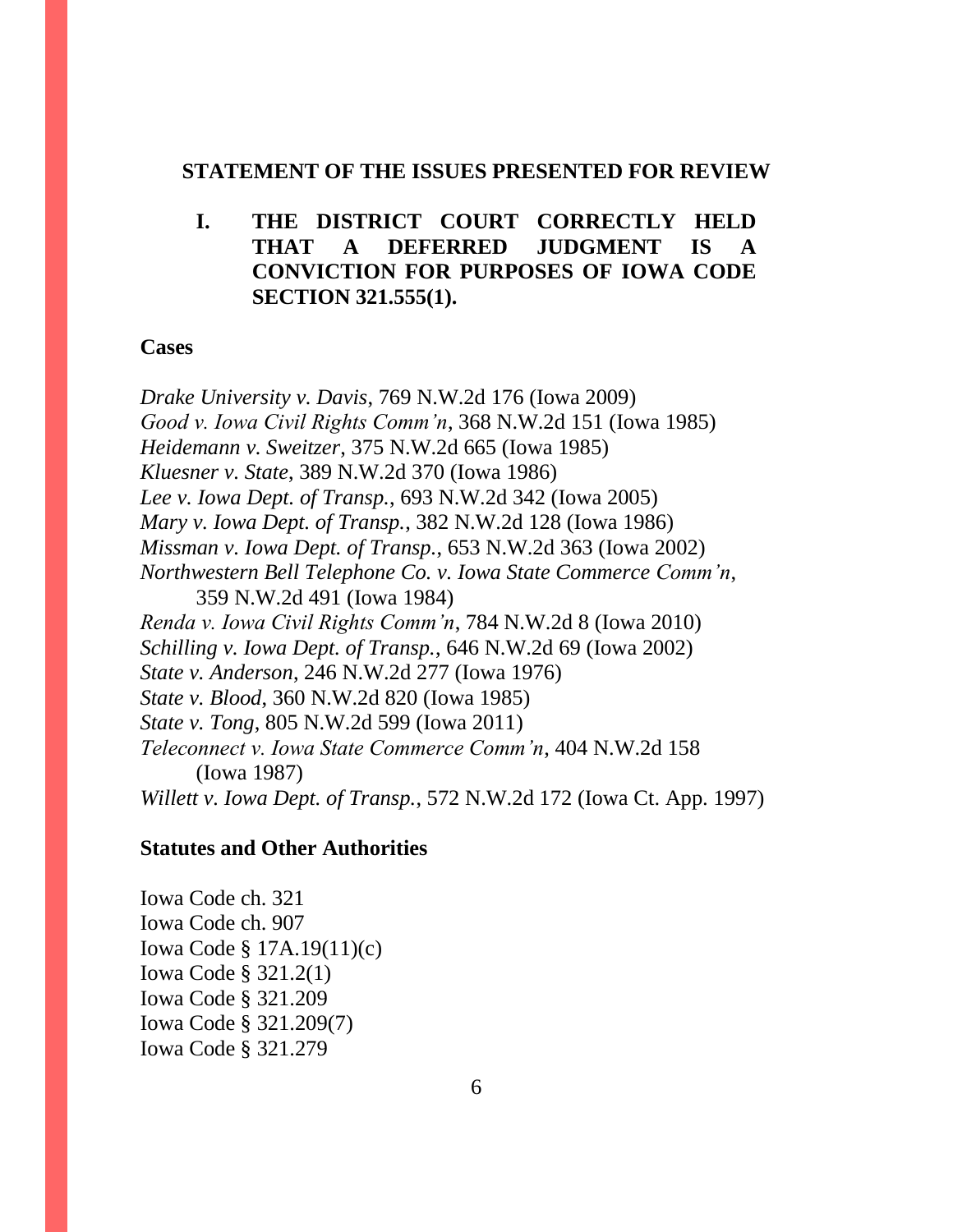## STATEMENT OF THE ISSUES PRESENTED FOR REVIEW

### I. THE DISTRICT COURT CORRECTLY HELD THAT A DEFERRED JUDGMENT IS A CONVICTION FOR PURPOSES OF IOWA CODE SECTION 321.555(1).

**Cases**

*Drake University v. Davis*, 769 N.W.2d 176 (Iowa 2009)
*Good v. Iowa Civil Rights Comm'n*, 368 N.W.2d 151 (Iowa 1985)
*Heidemann v. Sweitzer*, 375 N.W.2d 665 (Iowa 1985)
*Kluesner v. State*, 389 N.W.2d 370 (Iowa 1986)
*Lee v. Iowa Dept. of Transp.*, 693 N.W.2d 342 (Iowa 2005)
*Mary v. Iowa Dept. of Transp.*, 382 N.W.2d 128 (Iowa 1986)
*Missman v. Iowa Dept. of Transp.*, 653 N.W.2d 363 (Iowa 2002)
*Northwestern Bell Telephone Co. v. Iowa State Commerce Comm'n*, 359 N.W.2d 491 (Iowa 1984)
*Renda v. Iowa Civil Rights Comm'n*, 784 N.W.2d 8 (Iowa 2010)
*Schilling v. Iowa Dept. of Transp.*, 646 N.W.2d 69 (Iowa 2002)
*State v. Anderson*, 246 N.W.2d 277 (Iowa 1976)
*State v. Blood*, 360 N.W.2d 820 (Iowa 1985)
*State v. Tong*, 805 N.W.2d 599 (Iowa 2011)
*Teleconnect v. Iowa State Commerce Comm'n*, 404 N.W.2d 158 (Iowa 1987)
*Willett v. Iowa Dept. of Transp.*, 572 N.W.2d 172 (Iowa Ct. App. 1997)

**Statutes and Other Authorities**

Iowa Code ch. 321
Iowa Code ch. 907
Iowa Code § 17A.19(11)(c)
Iowa Code § 321.2(1)
Iowa Code § 321.209
Iowa Code § 321.209(7)
Iowa Code § 321.279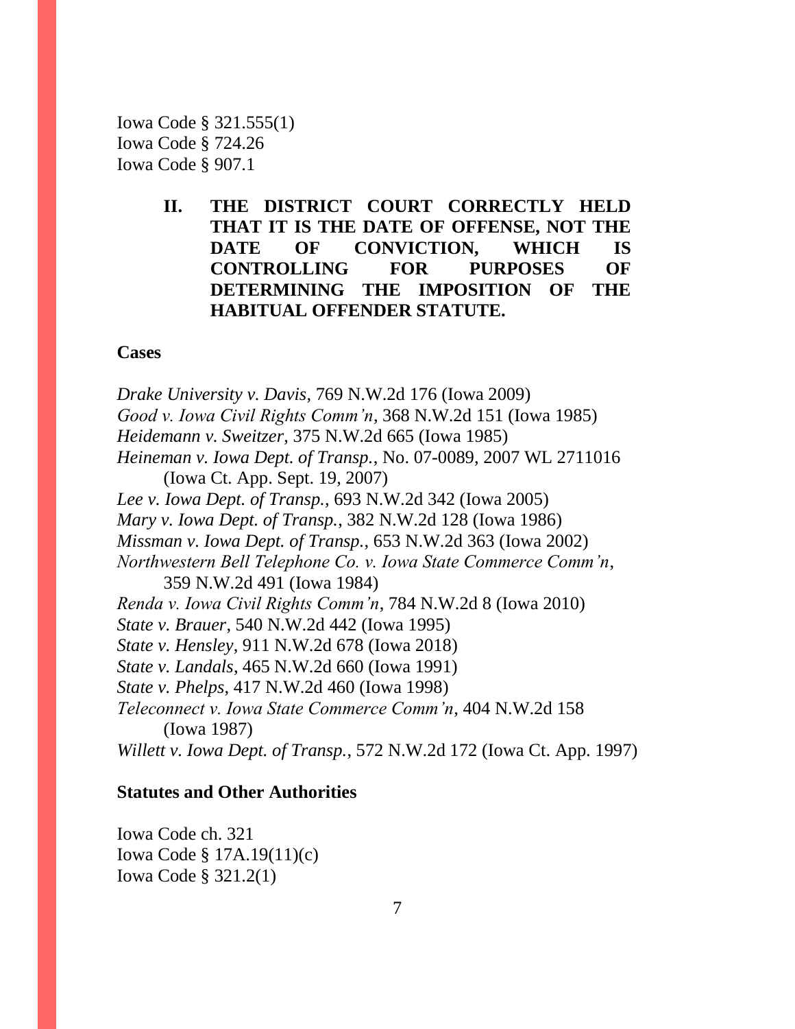Iowa Code § 321.555(1)
Iowa Code § 724.26
Iowa Code § 907.1

## II. THE DISTRICT COURT CORRECTLY HELD THAT IT IS THE DATE OF OFFENSE, NOT THE DATE OF CONVICTION, WHICH IS CONTROLLING FOR PURPOSES OF DETERMINING THE IMPOSITION OF THE HABITUAL OFFENDER STATUTE.

**Cases**

*Drake University v. Davis*, 769 N.W.2d 176 (Iowa 2009)
*Good v. Iowa Civil Rights Comm'n*, 368 N.W.2d 151 (Iowa 1985)
*Heidemann v. Sweitzer*, 375 N.W.2d 665 (Iowa 1985)
*Heineman v. Iowa Dept. of Transp.*, No. 07-0089, 2007 WL 2711016 (Iowa Ct. App. Sept. 19, 2007)
*Lee v. Iowa Dept. of Transp.*, 693 N.W.2d 342 (Iowa 2005)
*Mary v. Iowa Dept. of Transp.*, 382 N.W.2d 128 (Iowa 1986)
*Missman v. Iowa Dept. of Transp.*, 653 N.W.2d 363 (Iowa 2002)
*Northwestern Bell Telephone Co. v. Iowa State Commerce Comm'n*, 359 N.W.2d 491 (Iowa 1984)
*Renda v. Iowa Civil Rights Comm'n*, 784 N.W.2d 8 (Iowa 2010)
*State v. Brauer*, 540 N.W.2d 442 (Iowa 1995)
*State v. Hensley*, 911 N.W.2d 678 (Iowa 2018)
*State v. Landals*, 465 N.W.2d 660 (Iowa 1991)
*State v. Phelps*, 417 N.W.2d 460 (Iowa 1998)
*Teleconnect v. Iowa State Commerce Comm'n*, 404 N.W.2d 158 (Iowa 1987)
*Willett v. Iowa Dept. of Transp.*, 572 N.W.2d 172 (Iowa Ct. App. 1997)

**Statutes and Other Authorities**

Iowa Code ch. 321
Iowa Code § 17A.19(11)(c)
Iowa Code § 321.2(1)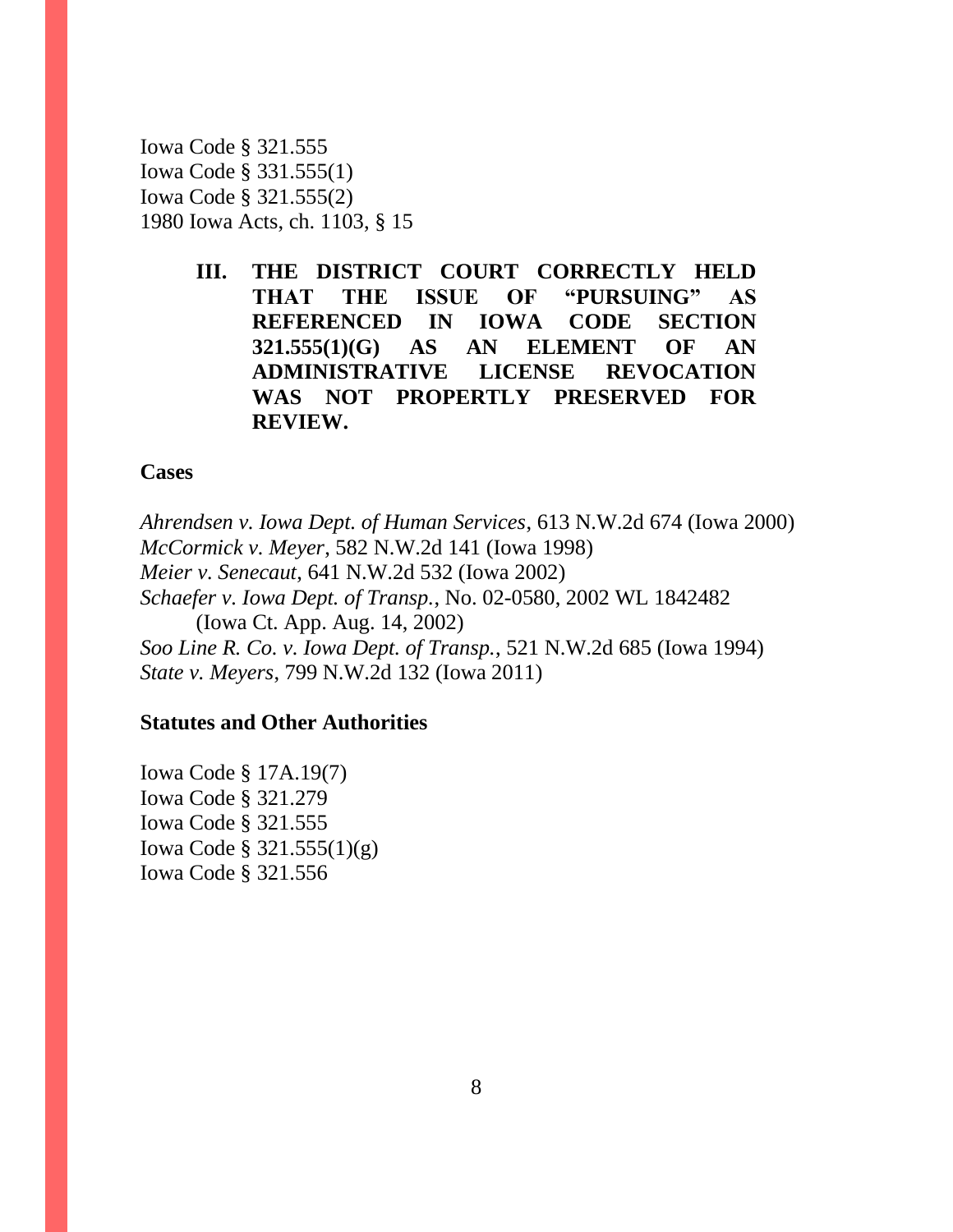Iowa Code § 321.555
Iowa Code § 331.555(1)
Iowa Code § 321.555(2)
1980 Iowa Acts, ch. 1103, § 15

**III. THE DISTRICT COURT CORRECTLY HELD THAT THE ISSUE OF "PURSUING" AS REFERENCED IN IOWA CODE SECTION 321.555(1)(G) AS AN ELEMENT OF AN ADMINISTRATIVE LICENSE REVOCATION WAS NOT PROPERTLY PRESERVED FOR REVIEW.**

**Cases**

*Ahrendsen v. Iowa Dept. of Human Services*, 613 N.W.2d 674 (Iowa 2000)
*McCormick v. Meyer*, 582 N.W.2d 141 (Iowa 1998)
*Meier v. Senecaut*, 641 N.W.2d 532 (Iowa 2002)
*Schaefer v. Iowa Dept. of Transp.*, No. 02-0580, 2002 WL 1842482 (Iowa Ct. App. Aug. 14, 2002)
*Soo Line R. Co. v. Iowa Dept. of Transp.*, 521 N.W.2d 685 (Iowa 1994)
*State v. Meyers*, 799 N.W.2d 132 (Iowa 2011)

**Statutes and Other Authorities**

Iowa Code § 17A.19(7)
Iowa Code § 321.279
Iowa Code § 321.555
Iowa Code § 321.555(1)(g)
Iowa Code § 321.556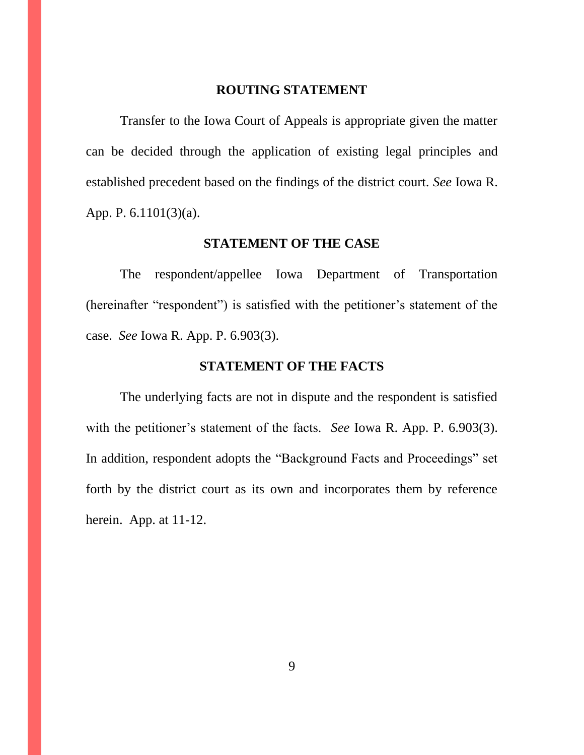## ROUTING STATEMENT

Transfer to the Iowa Court of Appeals is appropriate given the matter can be decided through the application of existing legal principles and established precedent based on the findings of the district court. *See* Iowa R. App. P. 6.1101(3)(a).

## STATEMENT OF THE CASE

The respondent/appellee Iowa Department of Transportation (hereinafter "respondent") is satisfied with the petitioner's statement of the case. *See* Iowa R. App. P. 6.903(3).

## STATEMENT OF THE FACTS

The underlying facts are not in dispute and the respondent is satisfied with the petitioner's statement of the facts. *See* Iowa R. App. P. 6.903(3). In addition, respondent adopts the "Background Facts and Proceedings" set forth by the district court as its own and incorporates them by reference herein. App. at 11-12.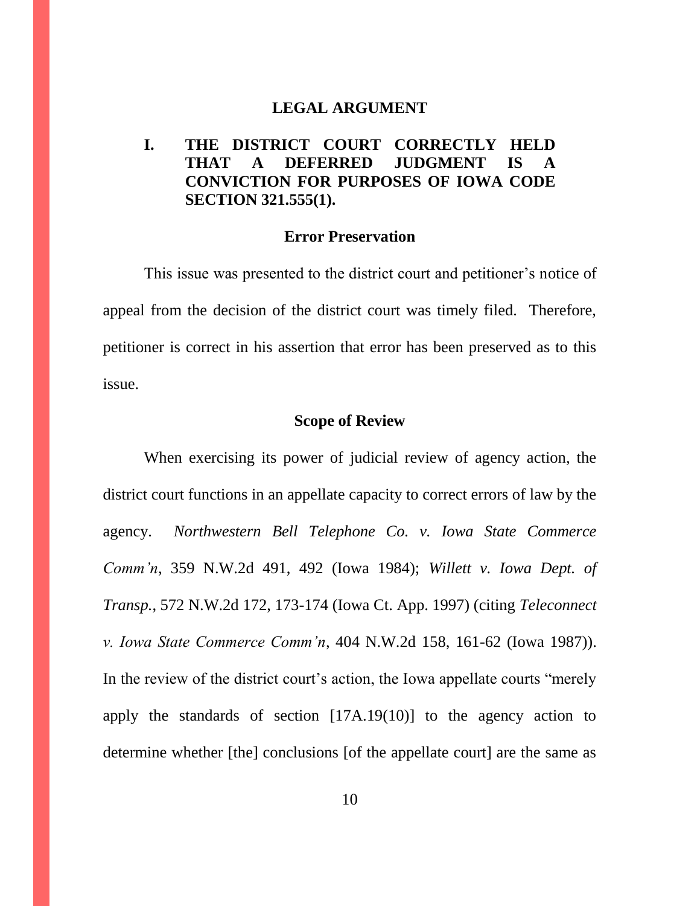## LEGAL ARGUMENT

### I. THE DISTRICT COURT CORRECTLY HELD THAT A DEFERRED JUDGMENT IS A CONVICTION FOR PURPOSES OF IOWA CODE SECTION 321.555(1).

#### Error Preservation

This issue was presented to the district court and petitioner's notice of appeal from the decision of the district court was timely filed. Therefore, petitioner is correct in his assertion that error has been preserved as to this issue.

#### Scope of Review

When exercising its power of judicial review of agency action, the district court functions in an appellate capacity to correct errors of law by the agency. *Northwestern Bell Telephone Co. v. Iowa State Commerce Comm'n*, 359 N.W.2d 491, 492 (Iowa 1984); *Willett v. Iowa Dept. of Transp.*, 572 N.W.2d 172, 173-174 (Iowa Ct. App. 1997) (citing *Teleconnect v. Iowa State Commerce Comm'n*, 404 N.W.2d 158, 161-62 (Iowa 1987)). In the review of the district court's action, the Iowa appellate courts "merely apply the standards of section [17A.19(10)] to the agency action to determine whether [the] conclusions [of the appellate court] are the same as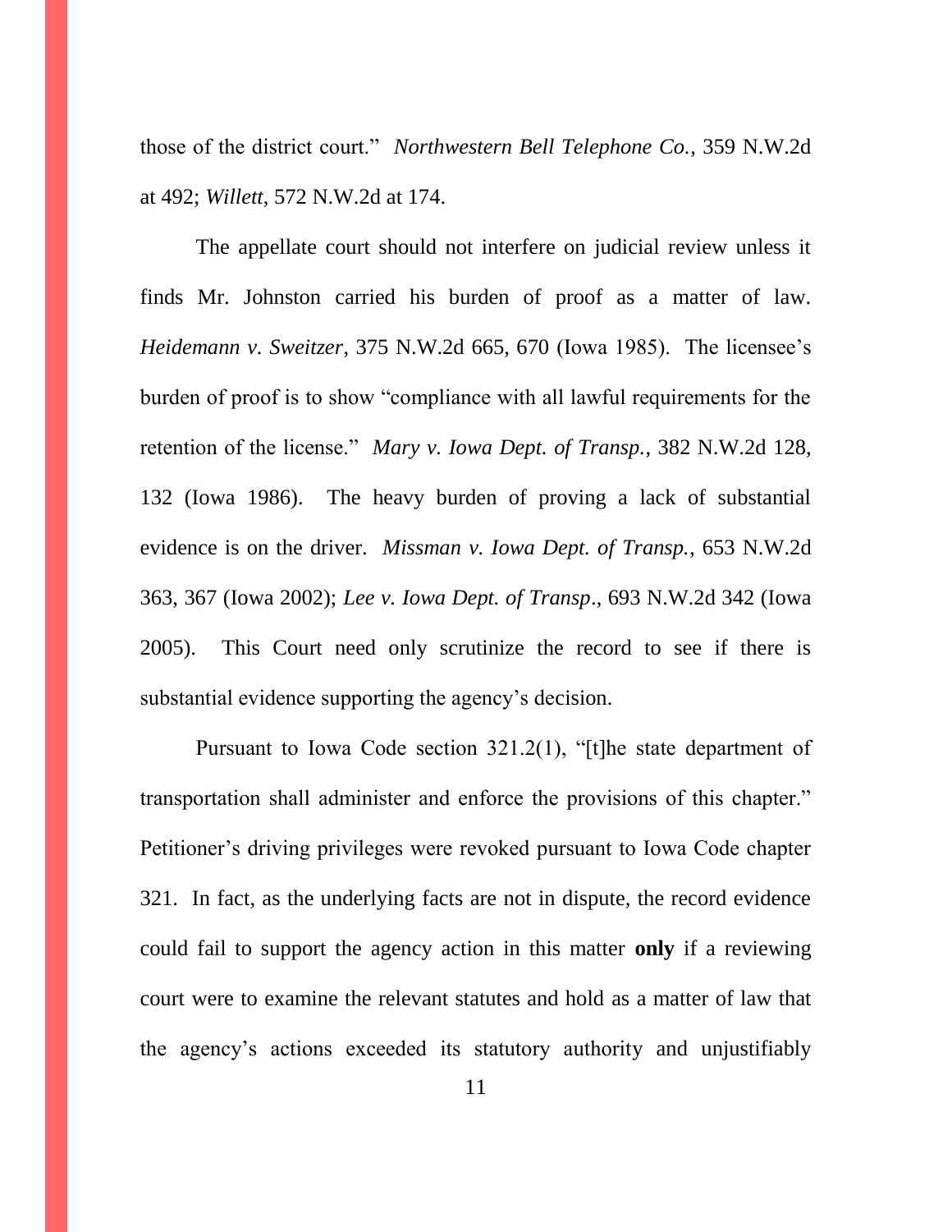those of the district court." *Northwestern Bell Telephone Co.*, 359 N.W.2d at 492; *Willett*, 572 N.W.2d at 174.

The appellate court should not interfere on judicial review unless it finds Mr. Johnston carried his burden of proof as a matter of law. *Heidemann v. Sweitzer*, 375 N.W.2d 665, 670 (Iowa 1985). The licensee's burden of proof is to show "compliance with all lawful requirements for the retention of the license." *Mary v. Iowa Dept. of Transp.*, 382 N.W.2d 128, 132 (Iowa 1986). The heavy burden of proving a lack of substantial evidence is on the driver. *Missman v. Iowa Dept. of Transp.*, 653 N.W.2d 363, 367 (Iowa 2002); *Lee v. Iowa Dept. of Transp*., 693 N.W.2d 342 (Iowa 2005). This Court need only scrutinize the record to see if there is substantial evidence supporting the agency's decision.

Pursuant to Iowa Code section 321.2(1), "[t]he state department of transportation shall administer and enforce the provisions of this chapter." Petitioner's driving privileges were revoked pursuant to Iowa Code chapter 321. In fact, as the underlying facts are not in dispute, the record evidence could fail to support the agency action in this matter **only** if a reviewing court were to examine the relevant statutes and hold as a matter of law that the agency's actions exceeded its statutory authority and unjustifiably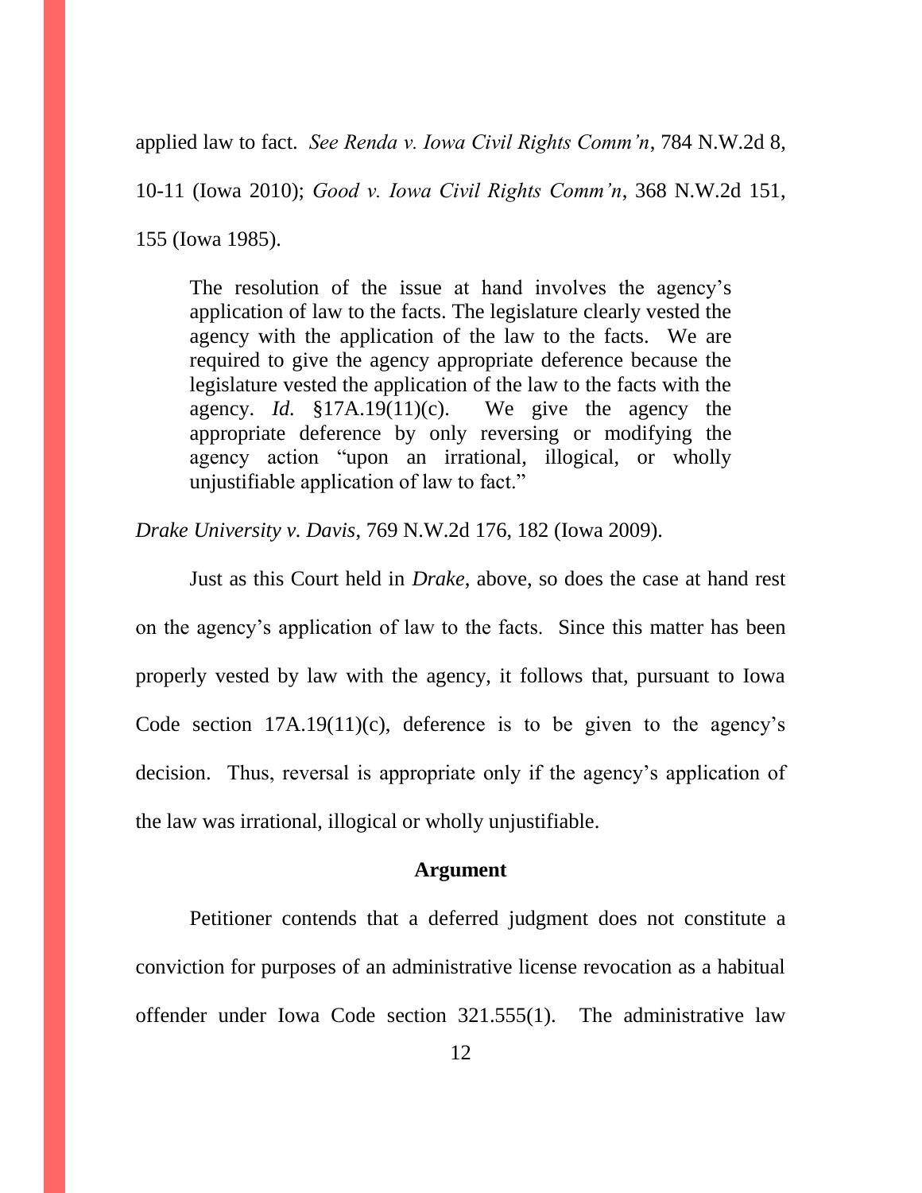applied law to fact. *See Renda v. Iowa Civil Rights Comm'n*, 784 N.W.2d 8, 10-11 (Iowa 2010); *Good v. Iowa Civil Rights Comm'n*, 368 N.W.2d 151, 155 (Iowa 1985).

> The resolution of the issue at hand involves the agency's application of law to the facts. The legislature clearly vested the agency with the application of the law to the facts. We are required to give the agency appropriate deference because the legislature vested the application of the law to the facts with the agency. *Id.* §17A.19(11)(c). We give the agency the appropriate deference by only reversing or modifying the agency action "upon an irrational, illogical, or wholly unjustifiable application of law to fact."

*Drake University v. Davis*, 769 N.W.2d 176, 182 (Iowa 2009).

Just as this Court held in *Drake*, above, so does the case at hand rest on the agency's application of law to the facts. Since this matter has been properly vested by law with the agency, it follows that, pursuant to Iowa Code section 17A.19(11)(c), deference is to be given to the agency's decision. Thus, reversal is appropriate only if the agency's application of the law was irrational, illogical or wholly unjustifiable.

**Argument**

Petitioner contends that a deferred judgment does not constitute a conviction for purposes of an administrative license revocation as a habitual offender under Iowa Code section 321.555(1). The administrative law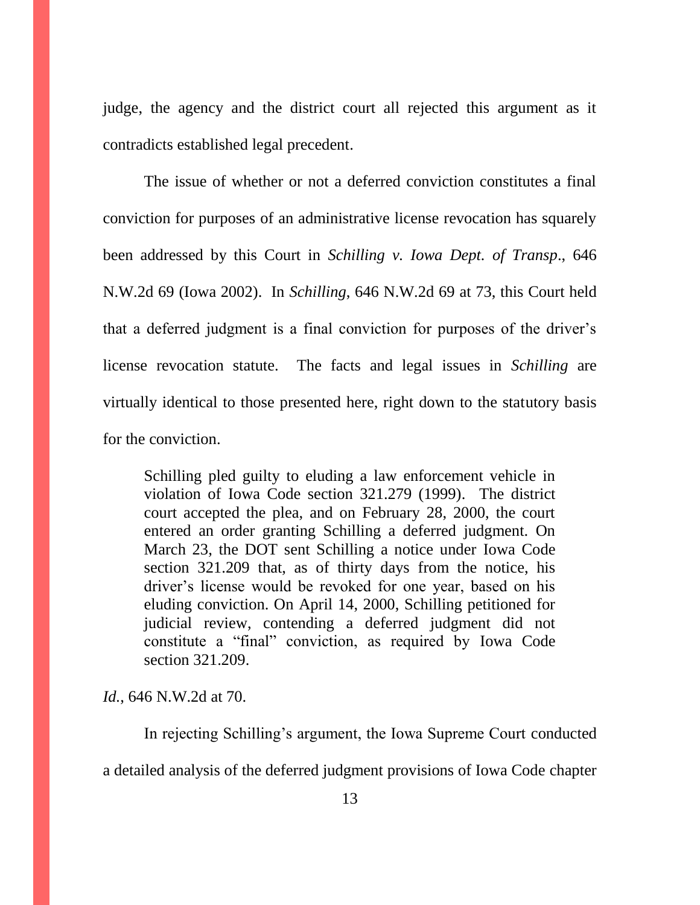judge, the agency and the district court all rejected this argument as it contradicts established legal precedent.

The issue of whether or not a deferred conviction constitutes a final conviction for purposes of an administrative license revocation has squarely been addressed by this Court in *Schilling v. Iowa Dept. of Transp.*, 646 N.W.2d 69 (Iowa 2002). In *Schilling*, 646 N.W.2d 69 at 73, this Court held that a deferred judgment is a final conviction for purposes of the driver's license revocation statute. The facts and legal issues in *Schilling* are virtually identical to those presented here, right down to the statutory basis for the conviction.

> Schilling pled guilty to eluding a law enforcement vehicle in violation of Iowa Code section 321.279 (1999). The district court accepted the plea, and on February 28, 2000, the court entered an order granting Schilling a deferred judgment. On March 23, the DOT sent Schilling a notice under Iowa Code section 321.209 that, as of thirty days from the notice, his driver's license would be revoked for one year, based on his eluding conviction. On April 14, 2000, Schilling petitioned for judicial review, contending a deferred judgment did not constitute a "final" conviction, as required by Iowa Code section 321.209.

*Id.*, 646 N.W.2d at 70.

In rejecting Schilling's argument, the Iowa Supreme Court conducted a detailed analysis of the deferred judgment provisions of Iowa Code chapter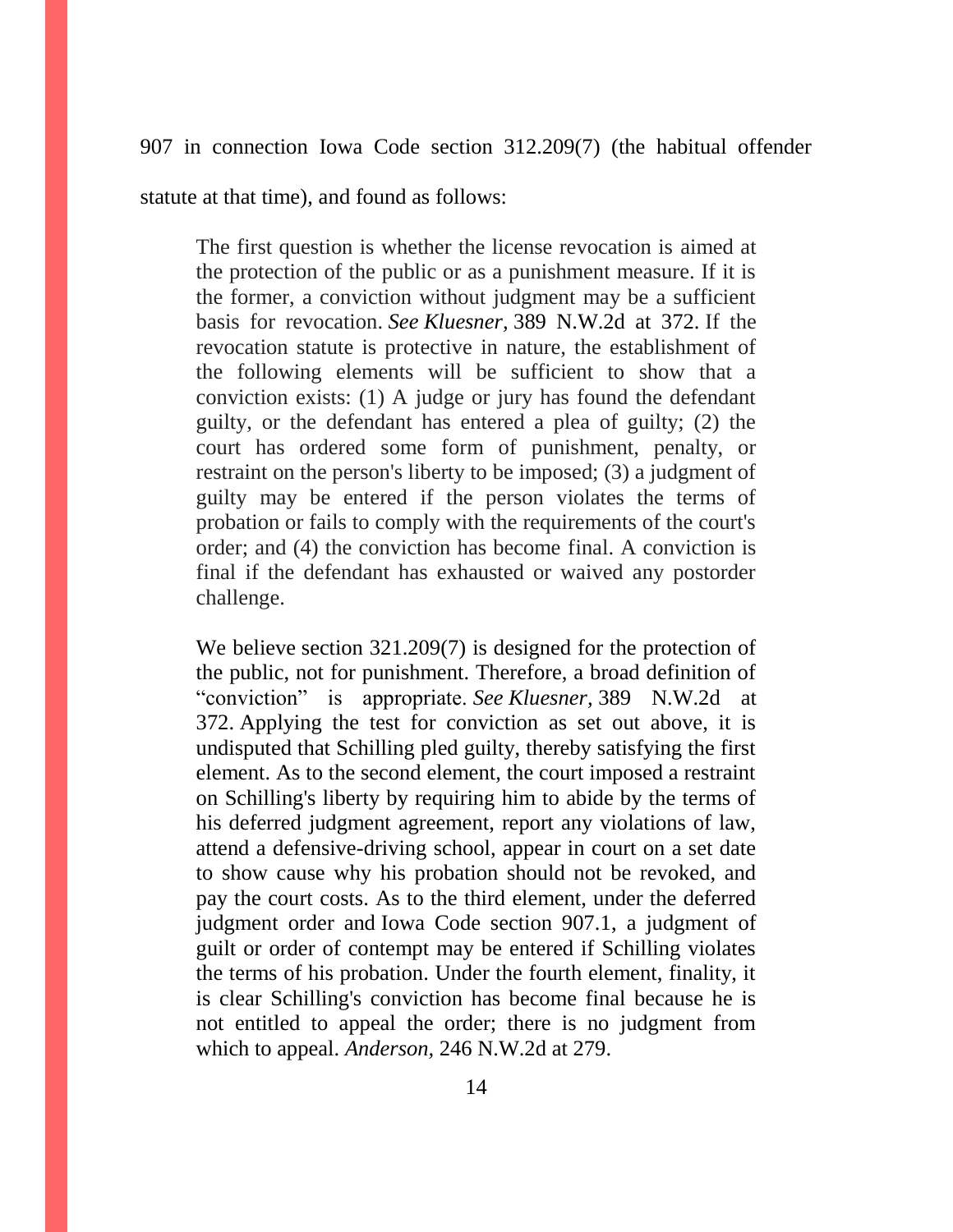907 in connection Iowa Code section 312.209(7) (the habitual offender statute at that time), and found as follows:

> The first question is whether the license revocation is aimed at the protection of the public or as a punishment measure. If it is the former, a conviction without judgment may be a sufficient basis for revocation. *See Kluesner*, 389 N.W.2d at 372. If the revocation statute is protective in nature, the establishment of the following elements will be sufficient to show that a conviction exists: (1) A judge or jury has found the defendant guilty, or the defendant has entered a plea of guilty; (2) the court has ordered some form of punishment, penalty, or restraint on the person's liberty to be imposed; (3) a judgment of guilty may be entered if the person violates the terms of probation or fails to comply with the requirements of the court's order; and (4) the conviction has become final. A conviction is final if the defendant has exhausted or waived any postorder challenge.
>
> We believe section 321.209(7) is designed for the protection of the public, not for punishment. Therefore, a broad definition of "conviction" is appropriate. *See Kluesner*, 389 N.W.2d at 372. Applying the test for conviction as set out above, it is undisputed that Schilling pled guilty, thereby satisfying the first element. As to the second element, the court imposed a restraint on Schilling's liberty by requiring him to abide by the terms of his deferred judgment agreement, report any violations of law, attend a defensive-driving school, appear in court on a set date to show cause why his probation should not be revoked, and pay the court costs. As to the third element, under the deferred judgment order and Iowa Code section 907.1, a judgment of guilt or order of contempt may be entered if Schilling violates the terms of his probation. Under the fourth element, finality, it is clear Schilling's conviction has become final because he is not entitled to appeal the order; there is no judgment from which to appeal. *Anderson*, 246 N.W.2d at 279.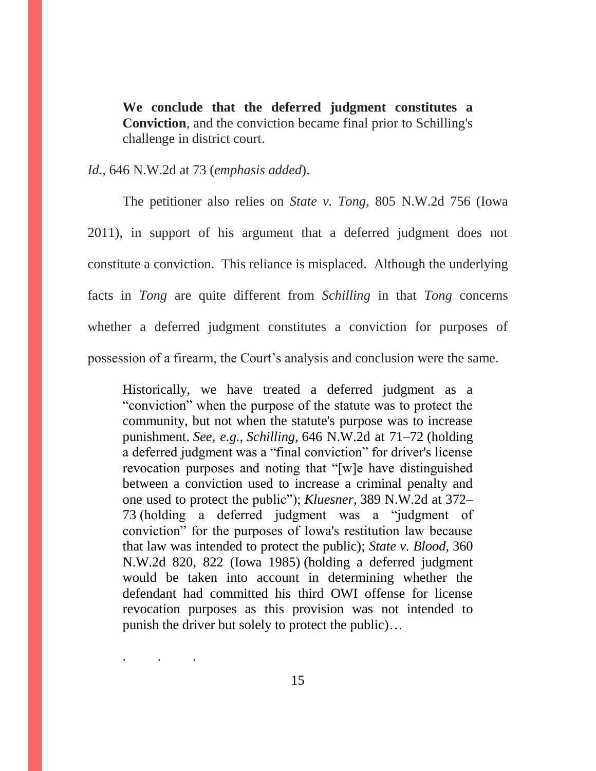> **We conclude that the deferred judgment constitutes a Conviction**, and the conviction became final prior to Schilling's challenge in district court.

*Id*., 646 N.W.2d at 73 (*emphasis added*).

The petitioner also relies on *State v. Tong*, 805 N.W.2d 756 (Iowa 2011), in support of his argument that a deferred judgment does not constitute a conviction. This reliance is misplaced. Although the underlying facts in *Tong* are quite different from *Schilling* in that *Tong* concerns whether a deferred judgment constitutes a conviction for purposes of possession of a firearm, the Court's analysis and conclusion were the same.

> Historically, we have treated a deferred judgment as a "conviction" when the purpose of the statute was protect the community, but not when the statute's purpose was to increase punishment. *See, e.g., Schilling,* 646 N.W.2d at 71–72 (holding a deferred judgment was a "final conviction" for driver's license revocation purposes and noting that "[w]e have distinguished between a conviction used to increase a criminal penalty and one used to protect the public"); *Kluesner,* 389 N.W.2d at 372–73 (holding a deferred judgment was a "judgment of conviction" for the purposes of Iowa's restitution law because that law was intended to protect the public); *State v. Blood,* 360 N.W.2d 820, 822 (Iowa 1985) (holding a deferred judgment would be taken into account in determining whether the defendant had committed his third OWI offense for license revocation purposes as this provision was not intended to punish the driver but solely to protect the public)…
>
> . . .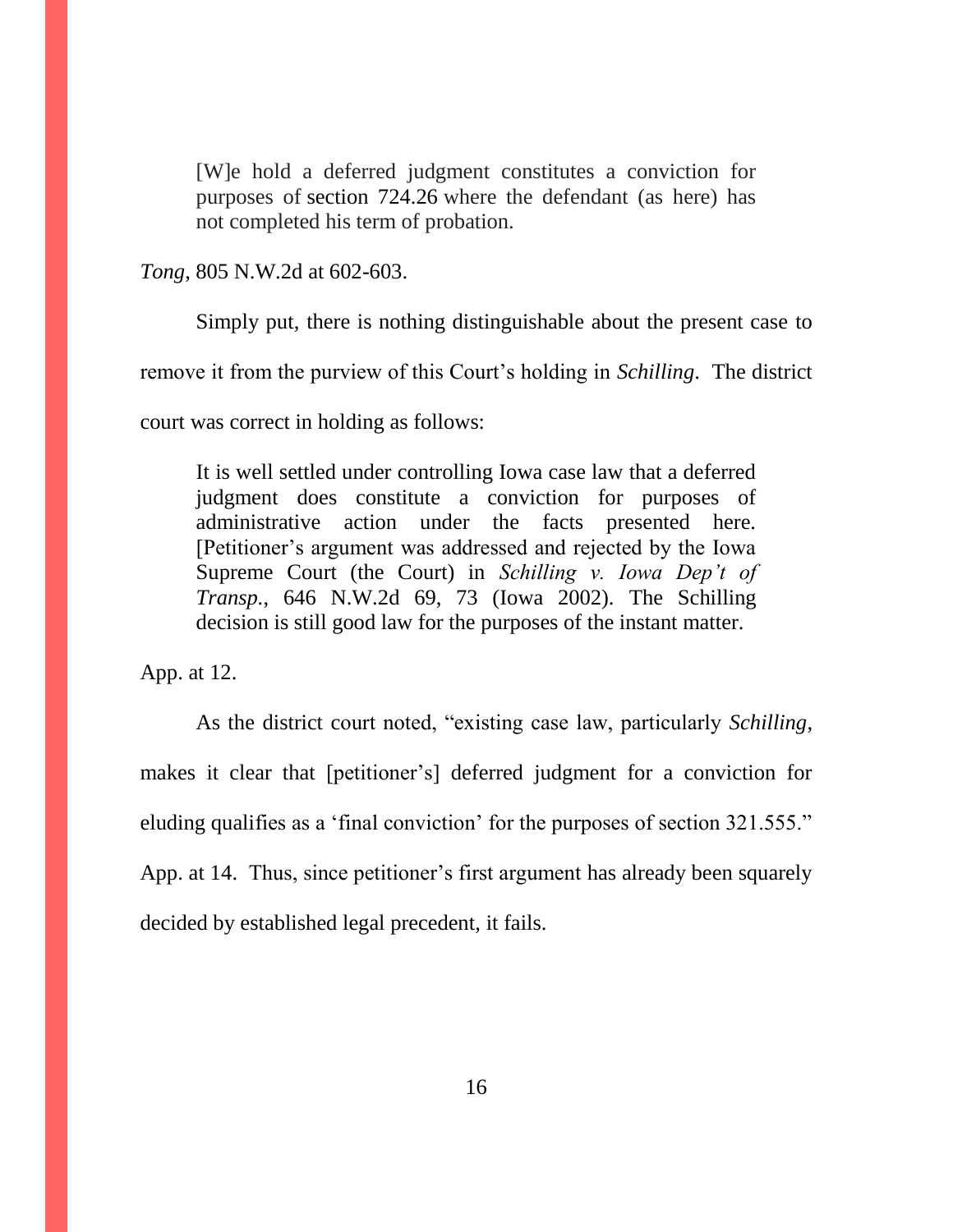> [W]e hold a deferred judgment constitutes a conviction for purposes of section 724.26 where the defendant (as here) has not completed his term of probation.

*Tong*, 805 N.W.2d at 602-603.

Simply put, there is nothing distinguishable about the present case to remove it from the purview of this Court's holding in *Schilling*. The district court was correct in holding as follows:

> It is well settled under controlling Iowa case law that a deferred judgment does constitute a conviction for purposes of administrative action under the facts presented here. [Petitioner's argument was addressed and rejected by the Iowa Supreme Court (the Court) in *Schilling v. Iowa Dep't of Transp.*, 646 N.W.2d 69, 73 (Iowa 2002). The Schilling decision is still good law for the purposes of the instant matter.

App. at 12.

As the district court noted, "existing case law, particularly *Schilling*, makes it clear that [petitioner's] deferred judgment for a conviction for eluding qualifies as a 'final conviction' for the purposes of section 321.555." App. at 14. Thus, since petitioner's first argument has already been squarely decided by established legal precedent, it fails.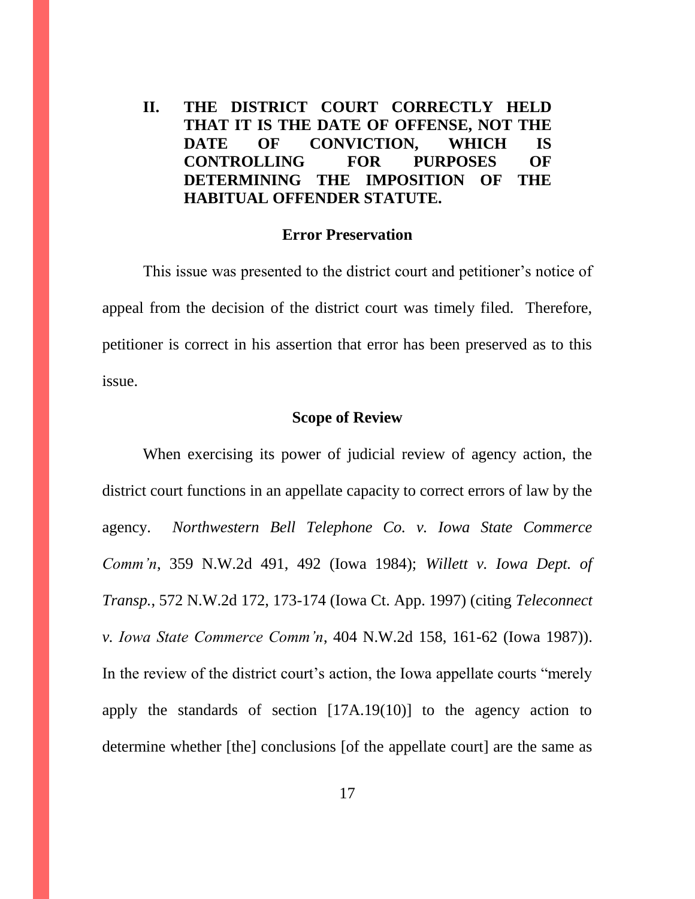## II. THE DISTRICT COURT CORRECTLY HELD THAT IT IS THE DATE OF OFFENSE, NOT THE DATE OF CONVICTION, WHICH IS CONTROLLING FOR PURPOSES OF DETERMINING THE IMPOSITION OF THE HABITUAL OFFENDER STATUTE.

### Error Preservation

This issue was presented to the district court and petitioner's notice of appeal from the decision of the district court was timely filed. Therefore, petitioner is correct in his assertion that error has been preserved as to this issue.

### Scope of Review

When exercising its power of judicial review of agency action, the district court functions in an appellate capacity to correct errors of law by the agency. *Northwestern Bell Telephone Co. v. Iowa State Commerce Comm'n*, 359 N.W.2d 491, 492 (Iowa 1984); *Willett v. Iowa Dept. of Transp.*, 572 N.W.2d 172, 173-174 (Iowa Ct. App. 1997) (citing *Teleconnect v. Iowa State Commerce Comm'n*, 404 N.W.2d 158, 161-62 (Iowa 1987)). In the review of the district court's action, the Iowa appellate courts "merely apply the standards of section [17A.19(10)] to the agency action to determine whether [the] conclusions [of the appellate court] are the same as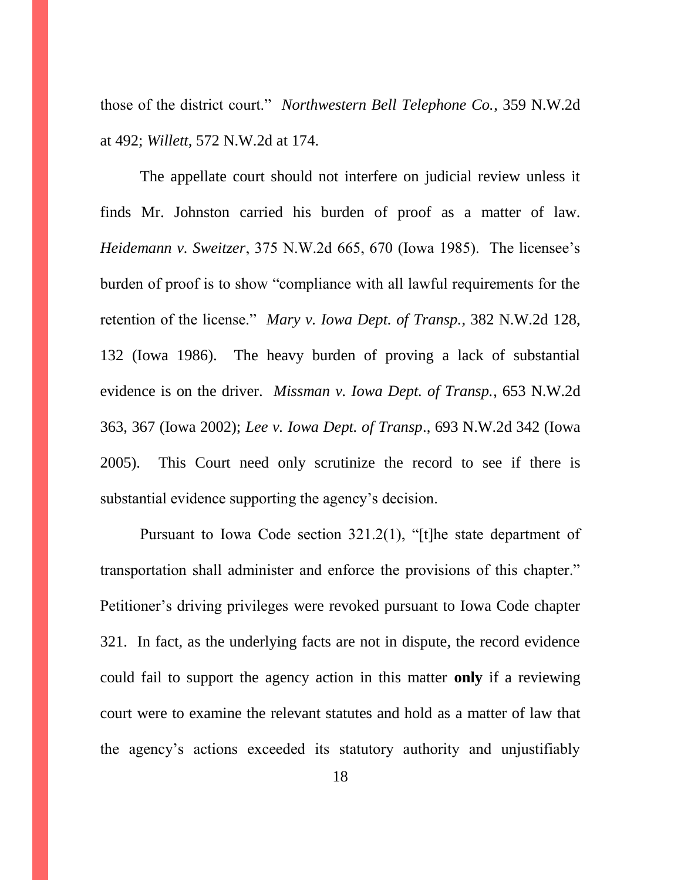those of the district court." *Northwestern Bell Telephone Co.*, 359 N.W.2d at 492; *Willett*, 572 N.W.2d at 174.

The appellate court should not interfere on judicial review unless it finds Mr. Johnston carried his burden of proof as a matter of law. *Heidemann v. Sweitzer*, 375 N.W.2d 665, 670 (Iowa 1985). The licensee's burden of proof is to show "compliance with all lawful requirements for the retention of the license." *Mary v. Iowa Dept. of Transp.*, 382 N.W.2d 128, 132 (Iowa 1986). The heavy burden of proving a lack of substantial evidence is on the driver. *Missman v. Iowa Dept. of Transp.*, 653 N.W.2d 363, 367 (Iowa 2002); *Lee v. Iowa Dept. of Transp*., 693 N.W.2d 342 (Iowa 2005). This Court need only scrutinize the record to see if there is substantial evidence supporting the agency's decision.

Pursuant to Iowa Code section 321.2(1), "[t]he state department of transportation shall administer and enforce the provisions of this chapter." Petitioner's driving privileges were revoked pursuant to Iowa Code chapter 321. In fact, as the underlying facts are not in dispute, the record evidence could fail to support the agency action in this matter **only** if a reviewing court were to examine the relevant statutes and hold as a matter of law that the agency's actions exceeded its statutory authority and unjustifiably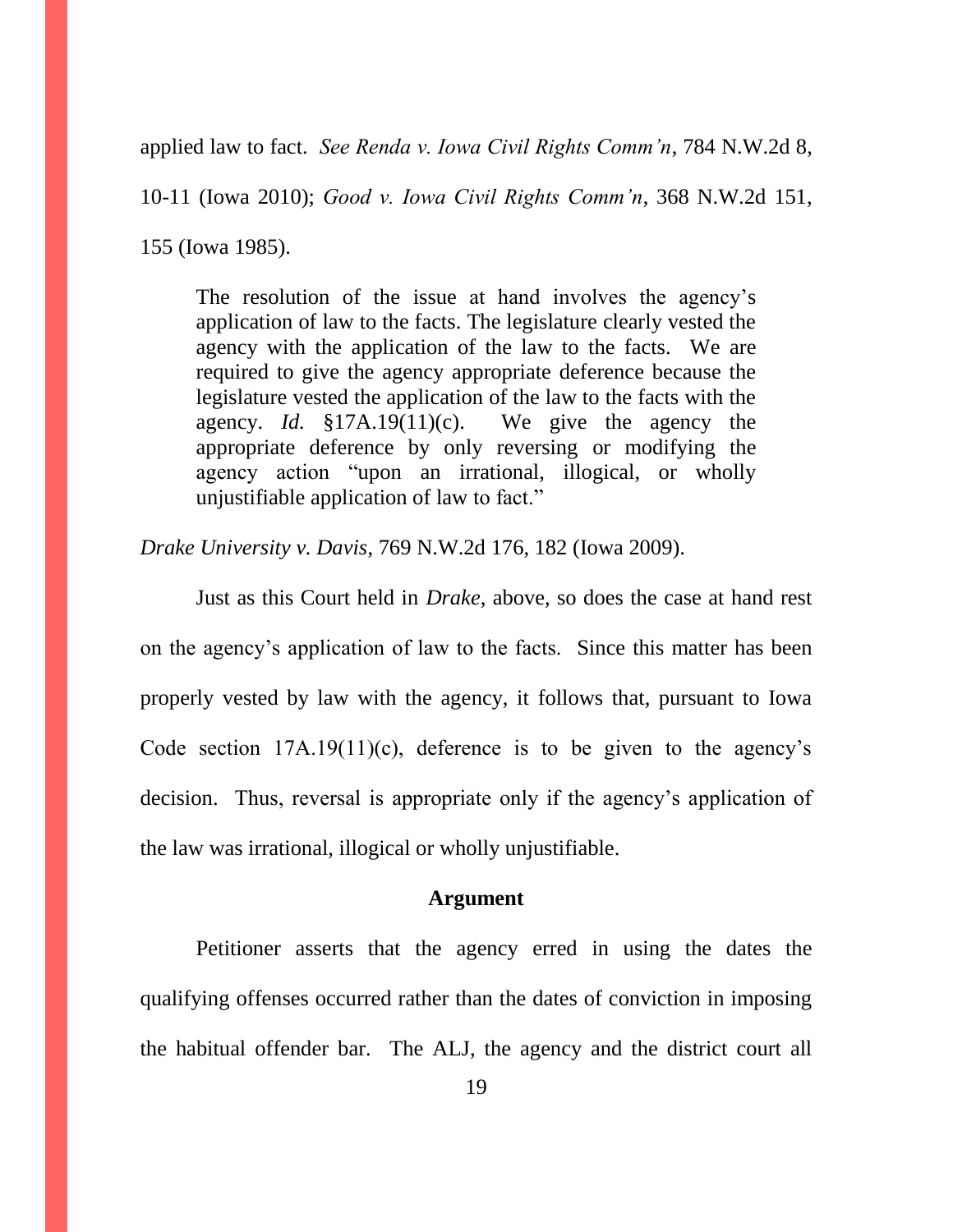applied law to fact. *See Renda v. Iowa Civil Rights Comm'n*, 784 N.W.2d 8, 10-11 (Iowa 2010); *Good v. Iowa Civil Rights Comm'n*, 368 N.W.2d 151, 155 (Iowa 1985).

> The resolution of the issue at hand involves the agency's application of law to the facts. The legislature clearly vested the agency with the application of the law to the facts. We are required to give the agency appropriate deference because the legislature vested the application of the law to the facts with the agency. *Id.* §17A.19(11)(c). We give the agency the appropriate deference by only reversing or modifying the agency action "upon an irrational, illogical, or wholly unjustifiable application of law to fact."

*Drake University v. Davis*, 769 N.W.2d 176, 182 (Iowa 2009).

Just as this Court held in *Drake*, above, so does the case at hand rest on the agency's application of law to the facts. Since this matter has been properly vested by law with the agency, it follows that, pursuant to Iowa Code section 17A.19(11)(c), deference is to be given to the agency's decision. Thus, reversal is appropriate only if the agency's application of the law was irrational, illogical or wholly unjustifiable.

**Argument**

Petitioner asserts that the agency erred in using the dates the qualifying offenses occurred rather than the dates of conviction in imposing the habitual offender bar. The ALJ, the agency and the district court all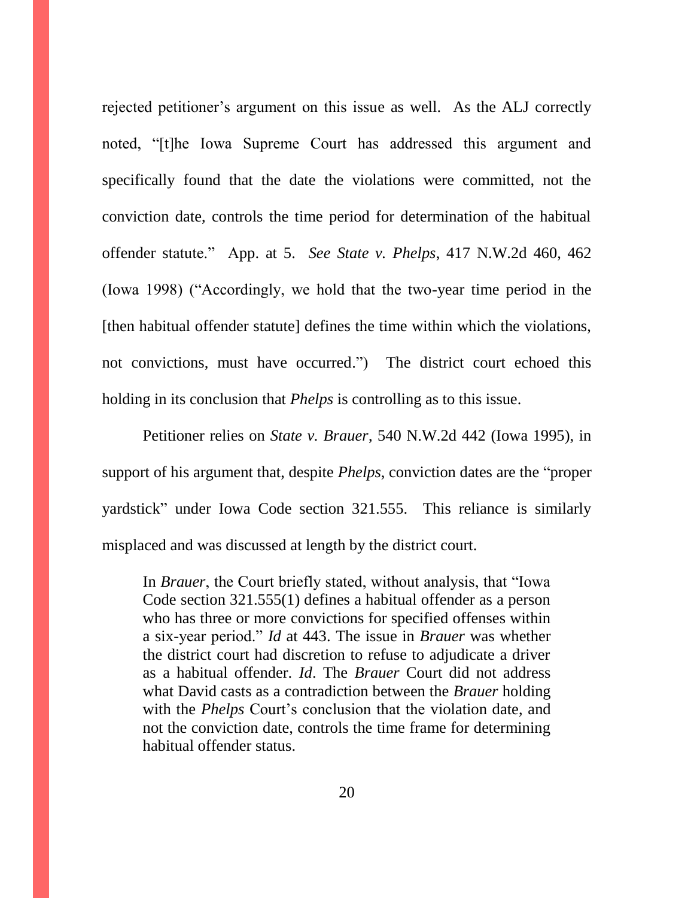rejected petitioner's argument on this issue as well. As the ALJ correctly noted, "[t]he Iowa Supreme Court has addressed this argument and specifically found that the date the violations were committed, not the conviction date, controls the time period for determination of the habitual offender statute." App. at 5. *See State v. Phelps*, 417 N.W.2d 460, 462 (Iowa 1998) ("Accordingly, we hold that the two-year time period in the [then habitual offender statute] defines the time within which the violations, not convictions, must have occurred.") The district court echoed this holding in its conclusion that *Phelps* is controlling as to this issue.

Petitioner relies on *State v. Brauer*, 540 N.W.2d 442 (Iowa 1995), in support of his argument that, despite *Phelps*, conviction dates are the "proper yardstick" under Iowa Code section 321.555. This reliance is similarly misplaced and was discussed at length by the district court.

> In *Brauer*, the Court briefly stated, without analysis, that "Iowa Code section 321.555(1) defines a habitual offender as a person who has three or more convictions for specified offenses within a six-year period." *Id* at 443. The issue in *Brauer* was whether the district court had discretion to refuse to adjudicate a driver as a habitual offender. *Id*. The *Brauer* Court did not address what David casts as a contradiction between the *Brauer* holding with the *Phelps* Court's conclusion that the violation date, and not the conviction date, controls the time frame for determining habitual offender status.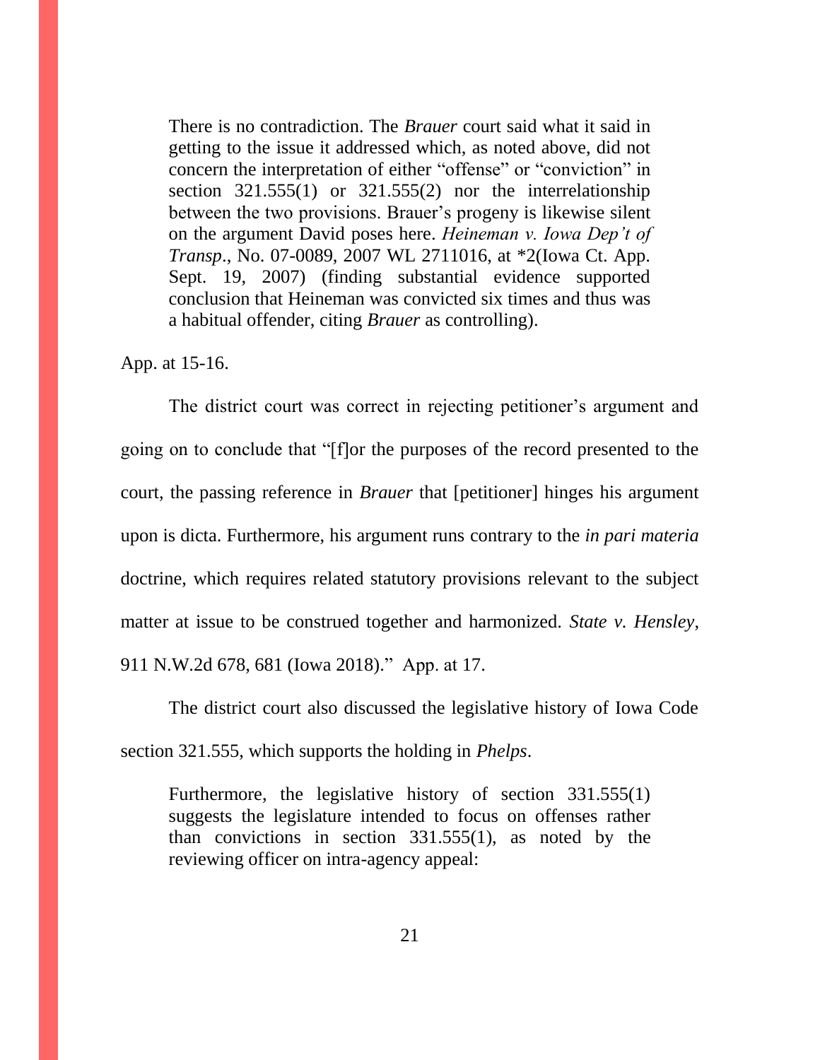> There is no contradiction. The *Brauer* court said what it said in getting to the issue it addressed which, as noted above, did not concern the interpretation of either "offense" or "conviction" in section 321.555(1) or 321.555(2) nor the interrelationship between the two provisions. Brauer's progeny is likewise silent on the argument David poses here. *Heineman v. Iowa Dep't of Transp*., No. 07-0089, 2007 WL 2711016, at *2(Iowa Ct. App. Sept. 19, 2007) (finding substantial evidence supported conclusion that Heineman was convicted six times and thus was a habitual offender, citing *Brauer* as controlling).

App. at 15-16.

The district court was correct in rejecting petitioner's argument and going on to conclude that "[f]or the purposes of the record presented to the court, the passing reference in *Brauer* that [petitioner] hinges his argument upon is dicta. Furthermore, his argument runs contrary to the *in pari materia* doctrine, which requires related statutory provisions relevant to the subject matter at issue to be construed together and harmonized. *State v. Hensley*, 911 N.W.2d 678, 681 (Iowa 2018)." App. at 17.

The district court also discussed the legislative history of Iowa Code section 321.555, which supports the holding in *Phelps*.

> Furthermore, the legislative history of section 331.555(1) suggests the legislature intended to focus on offenses rather than convictions in section 331.555(1), as noted by the reviewing officer on intra-agency appeal: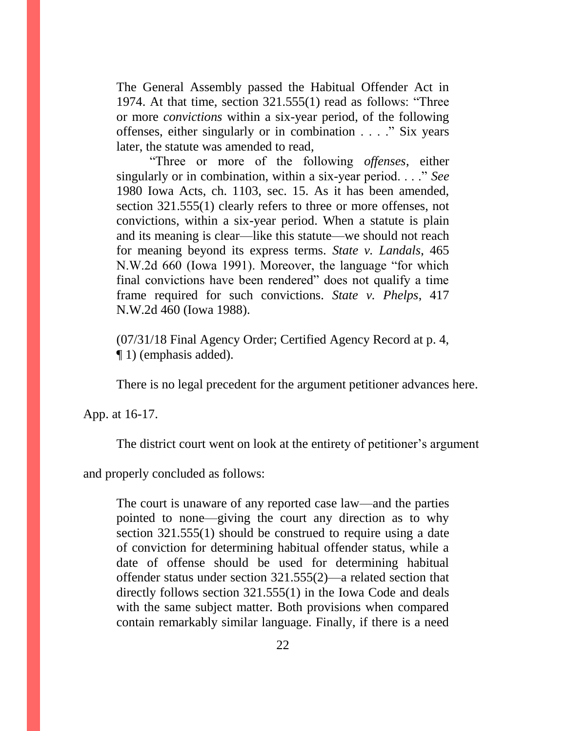> The General Assembly passed the Habitual Offender Act in 1974. At that time, section 321.555(1) read as follows: "Three or more *convictions* within a six-year period, of the following offenses, either singularly or in combination . . . ." Six years later, the statute was amended to read,
>
> "Three or more of the following *offenses*, either singularly or in combination, within a six-year period. . . ." *See* 1980 Iowa Acts, ch. 1103, sec. 15. As it has been amended, section 321.555(1) clearly refers to three or more offenses, not convictions, within a six-year period. When a statute is plain and its meaning is clear—like this statute—we should not reach for meaning beyond its express terms. *State v. Landals*, 465 N.W.2d 660 (Iowa 1991). Moreover, the language "for which final convictions have been rendered" does not qualify a time frame required for such convictions. *State v. Phelps*, 417 N.W.2d 460 (Iowa 1988).
>
> (07/31/18 Final Agency Order; Certified Agency Record at p. 4, ¶ 1) (emphasis added).
>
> There is no legal precedent for the argument petitioner advances here.

App. at 16-17.

The district court went on look at the entirety of petitioner's argument and properly concluded as follows:

> The court is unaware of any reported case law—and the parties pointed to none—giving the court any direction as to why section 321.555(1) should be construed to require using a date of conviction for determining habitual offender status, while a date of offense should be used for determining habitual offender status under section 321.555(2)—a related section that directly follows section 321.555(1) in the Iowa Code and deals with the same subject matter. Both provisions when compared contain remarkably similar language. Finally, if there is a need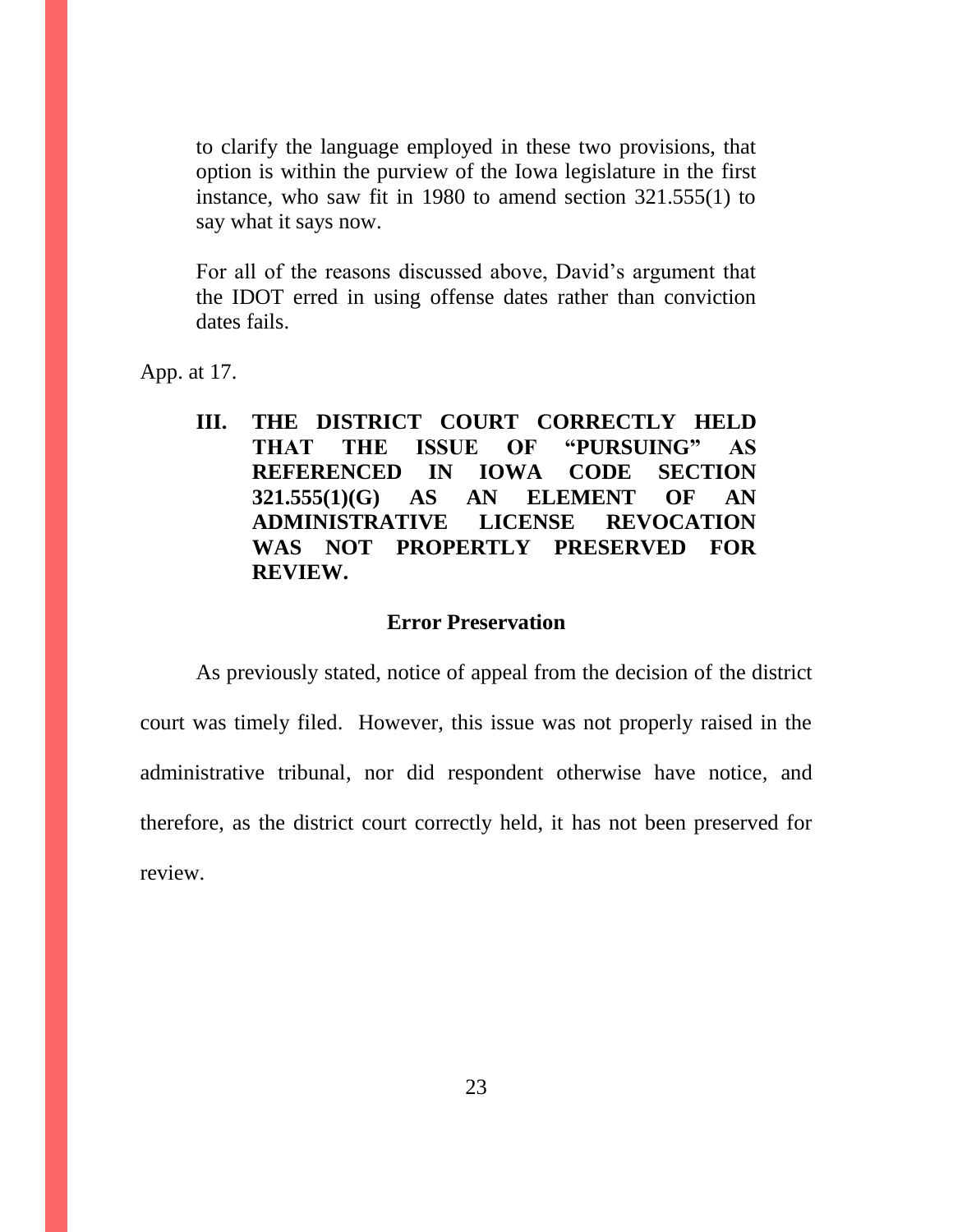> to clarify the language employed in these two provisions, that option is within the purview of the Iowa legislature in the first instance, who saw fit in 1980 to amend section 321.555(1) to say what it says now.
>
> For all of the reasons discussed above, David's argument that the IDOT erred in using offense dates rather than conviction dates fails.

App. at 17.

## III. THE DISTRICT COURT CORRECTLY HELD THAT THE ISSUE OF "PURSUING" AS REFERENCED IN IOWA CODE SECTION 321.555(1)(G) AS AN ELEMENT OF AN ADMINISTRATIVE LICENSE REVOCATION WAS NOT PROPERTLY PRESERVED FOR REVIEW.

### Error Preservation

As previously stated, notice of appeal from the decision of the district court was timely filed. However, this issue was not properly raised in the administrative tribunal, nor did respondent otherwise have notice, and therefore, as the district court correctly held, it has not been preserved for review.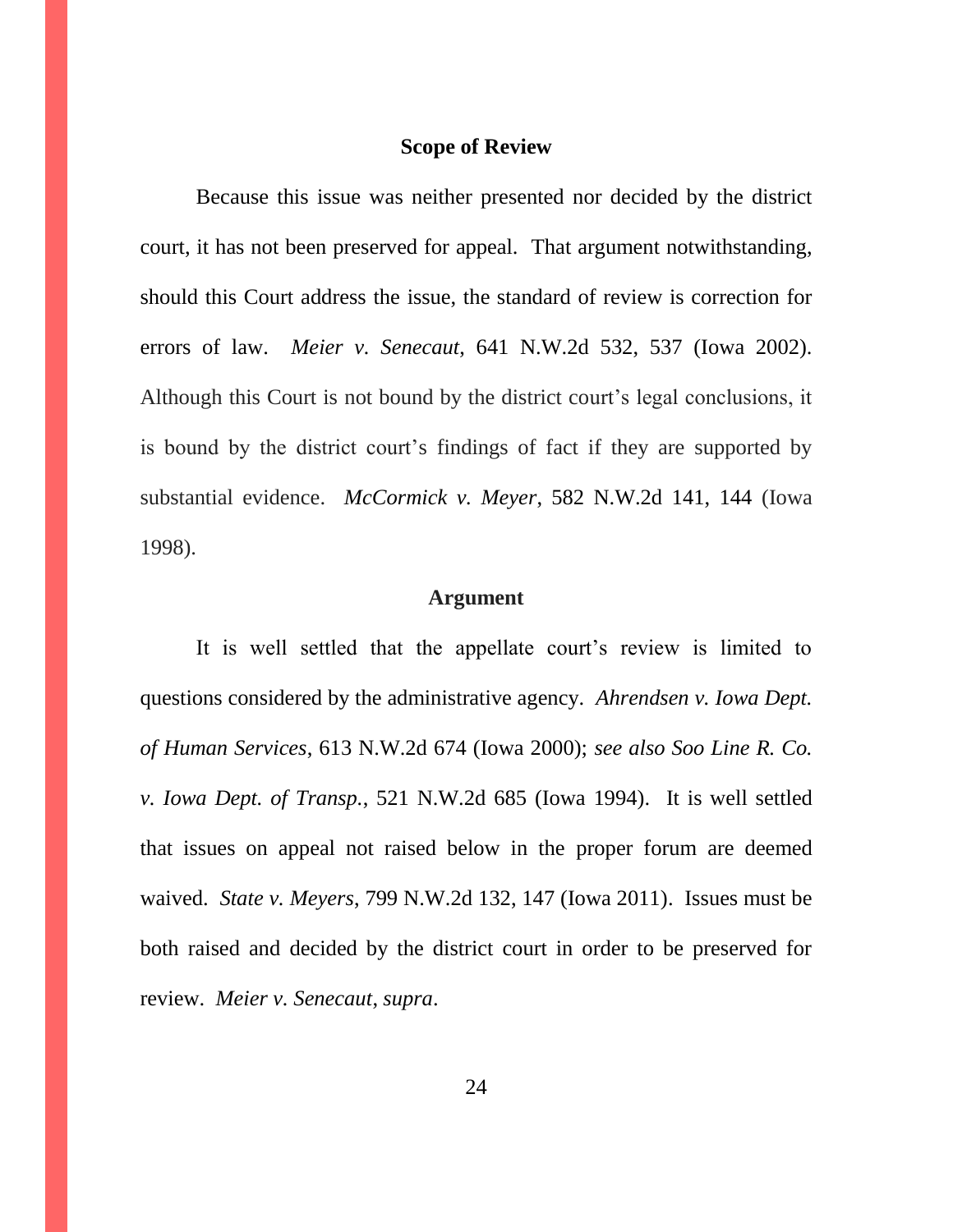## Scope of Review

Because this issue was neither presented nor decided by the district court, it has not been preserved for appeal. That argument notwithstanding, should this Court address the issue, the standard of review is correction for errors of law. *Meier v. Senecaut*, 641 N.W.2d 532, 537 (Iowa 2002). Although this Court is not bound by the district court's legal conclusions, it is bound by the district court's findings of fact if they are supported by substantial evidence. *McCormick v. Meyer*, 582 N.W.2d 141, 144 (Iowa 1998).

## Argument

It is well settled that the appellate court's review is limited to questions considered by the administrative agency. *Ahrendsen v. Iowa Dept. of Human Services*, 613 N.W.2d 674 (Iowa 2000); *see also Soo Line R. Co. v. Iowa Dept. of Transp.*, 521 N.W.2d 685 (Iowa 1994). It is well settled that issues on appeal not raised below in the proper forum are deemed waived. *State v. Meyers*, 799 N.W.2d 132, 147 (Iowa 2011). Issues must be both raised and decided by the district court in order to be preserved for review. *Meier v. Senecaut*, *supra*.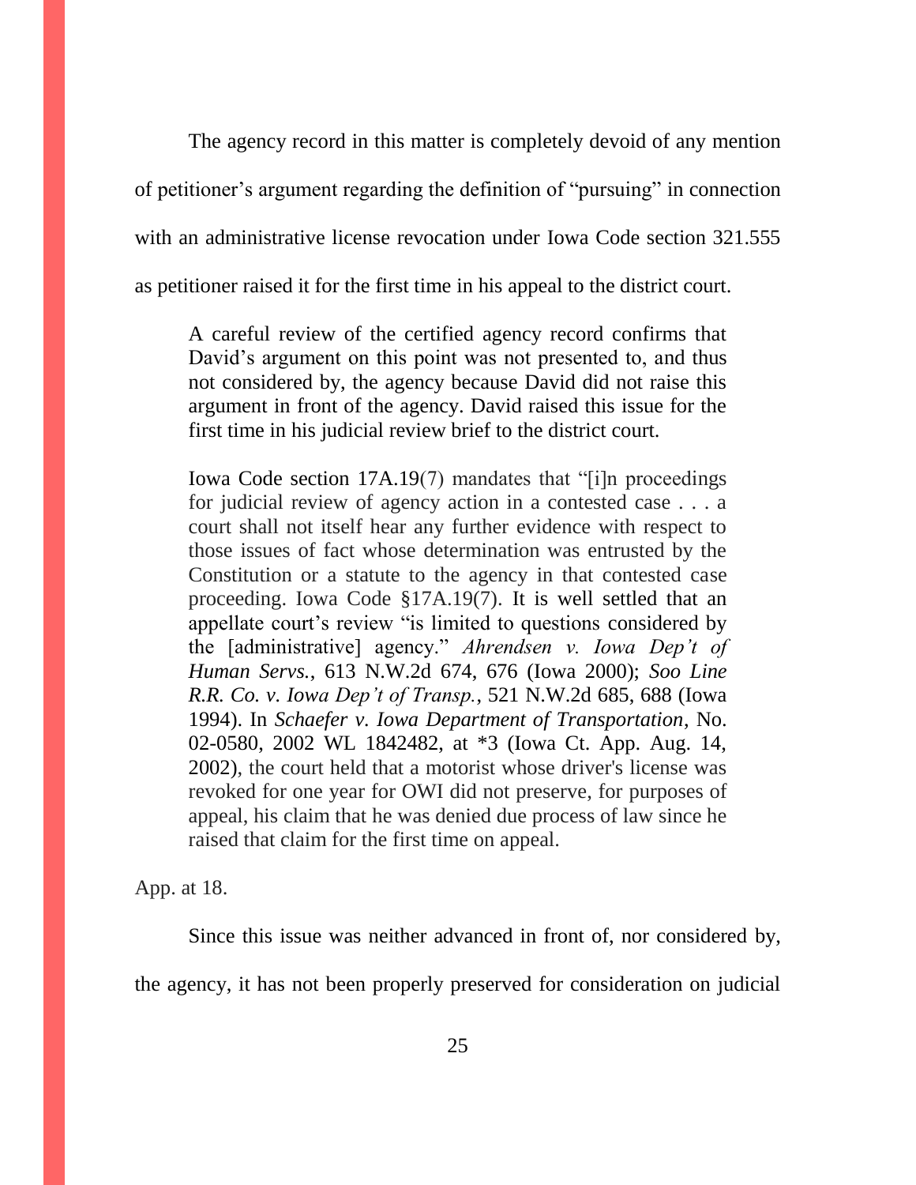The agency record in this matter is completely devoid of any mention of petitioner's argument regarding the definition of "pursuing" in connection with an administrative license revocation under Iowa Code section 321.555 as petitioner raised it for the first time in his appeal to the district court.

> A careful review of the certified agency record confirms that David's argument on this point was not presented to, and thus not considered by, the agency because David did not raise this argument in front of the agency. David raised this issue for the first time in his judicial review brief to the district court.
>
> Iowa Code section 17A.19(7) mandates that "[i]n proceedings for judicial review of agency action in a contested case . . . a court shall not itself hear any further evidence with respect to those issues of fact whose determination was entrusted by the Constitution or a statute to the agency in that contested case proceeding. Iowa Code §17A.19(7). It is well settled that an appellate court's review "is limited to questions considered by the [administrative] agency." *Ahrendsen v. Iowa Dep't of Human Servs.*, 613 N.W.2d 674, 676 (Iowa 2000); *Soo Line R.R. Co. v. Iowa Dep't of Transp.*, 521 N.W.2d 685, 688 (Iowa 1994). In *Schaefer v. Iowa Department of Transportation*, No. 02-0580, 2002 WL 1842482, at *3 (Iowa Ct. App. Aug. 14, 2002), the court held that a motorist whose driver's license was revoked for one year for OWI did not preserve, for purposes of appeal, his claim that he was denied due process of law since he raised that claim for the first time on appeal.

App. at 18.

Since this issue was neither advanced in front of, nor considered by, the agency, it has not been properly preserved for consideration on judicial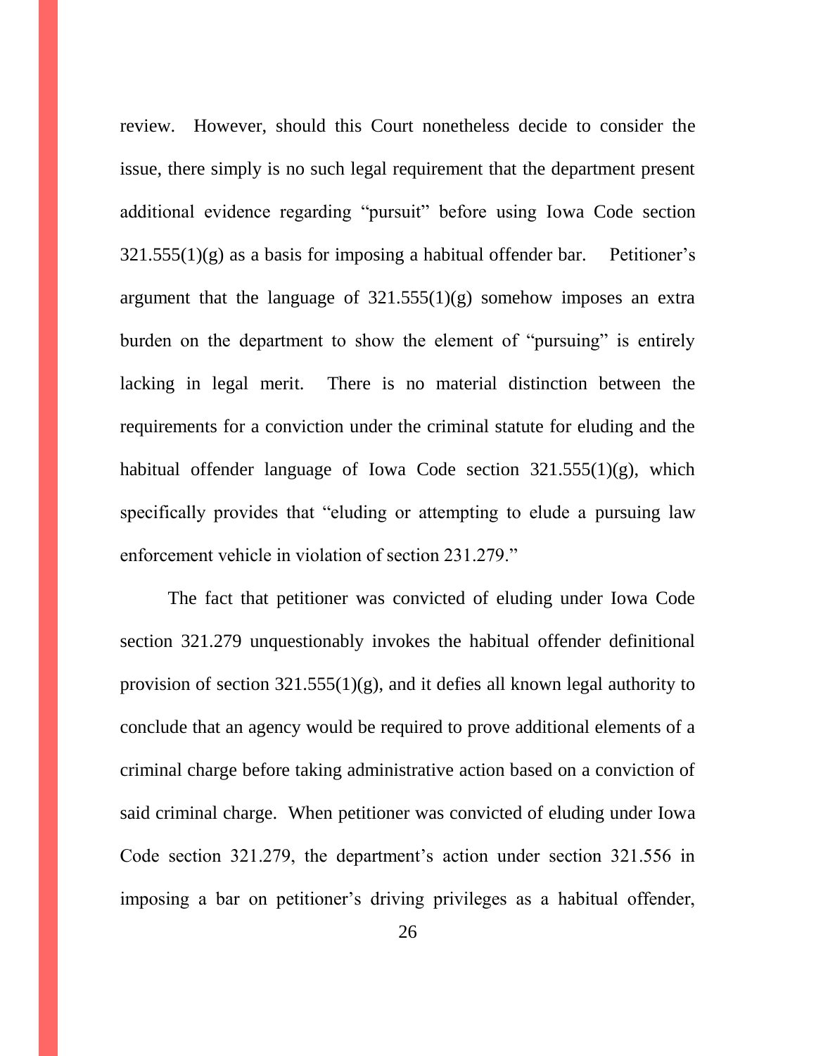review. However, should this Court nonetheless decide to consider the issue, there simply is no such legal requirement that the department present additional evidence regarding "pursuit" before using Iowa Code section 321.555(1)(g) as a basis for imposing a habitual offender bar. Petitioner's argument that the language of 321.555(1)(g) somehow imposes an extra burden on the department to show the element of "pursuing" is entirely lacking in legal merit. There is no material distinction between the requirements for a conviction under the criminal statute for eluding and the habitual offender language of Iowa Code section 321.555(1)(g), which specifically provides that "eluding or attempting to elude a pursuing law enforcement vehicle in violation of section 231.279."

The fact that petitioner was convicted of eluding under Iowa Code section 321.279 unquestionably invokes the habitual offender definitional provision of section 321.555(1)(g), and it defies all known legal authority to conclude that an agency would be required to prove additional elements of a criminal charge before taking administrative action based on a conviction of said criminal charge. When petitioner was convicted of eluding under Iowa Code section 321.279, the department's action under section 321.556 in imposing a bar on petitioner's driving privileges as a habitual offender,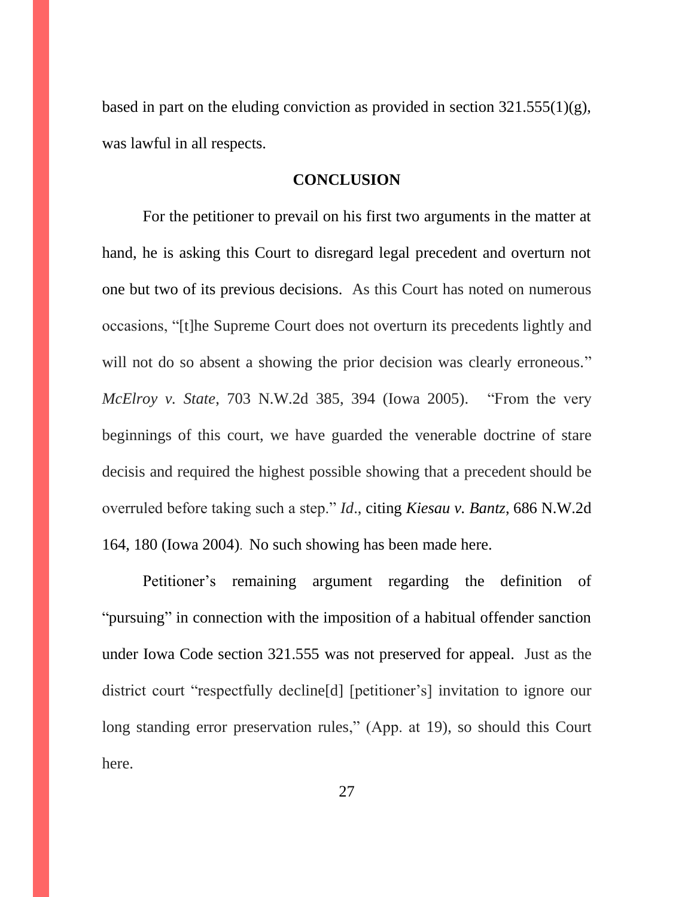based in part on the eluding conviction as provided in section 321.555(1)(g), was lawful in all respects.

## CONCLUSION

For the petitioner to prevail on his first two arguments in the matter at hand, he is asking this Court to disregard legal precedent and overturn not one but two of its previous decisions. As this Court has noted on numerous occasions, "[t]he Supreme Court does not overturn its precedents lightly and will not do so absent a showing the prior decision was clearly erroneous." *McElroy v. State*, 703 N.W.2d 385, 394 (Iowa 2005). "From the very beginnings of this court, we have guarded the venerable doctrine of stare decisis and required the highest possible showing that a precedent should be overruled before taking such a step." *Id*., citing *Kiesau v. Bantz,* 686 N.W.2d 164, 180 (Iowa 2004). No such showing has been made here.

Petitioner's remaining argument regarding the definition of "pursuing" in connection with the imposition of a habitual offender sanction under Iowa Code section 321.555 was not preserved for appeal. Just as the district court "respectfully decline[d] [petitioner's] invitation to ignore our long standing error preservation rules," (App. at 19), so should this Court here.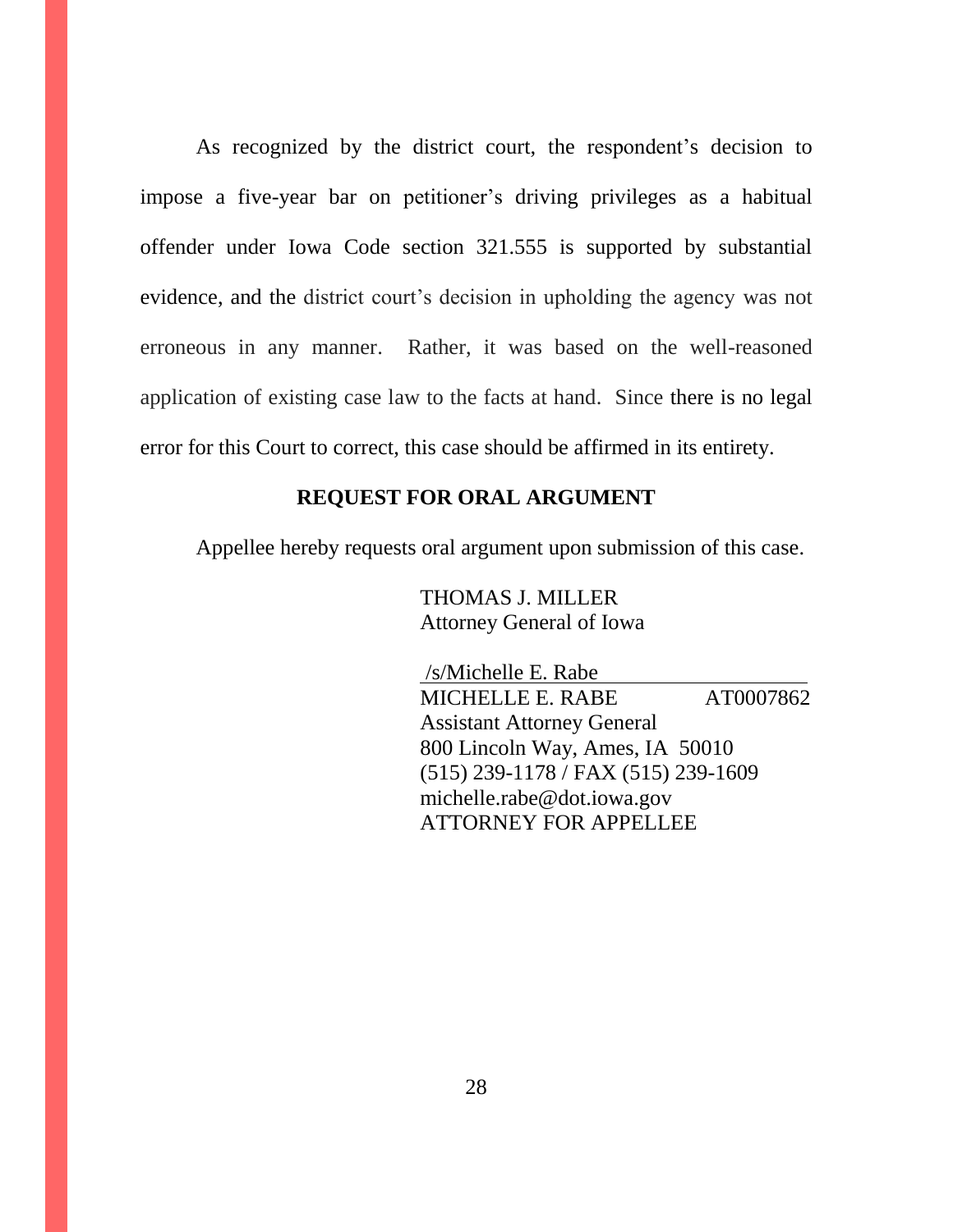As recognized by the district court, the respondent's decision to impose a five-year bar on petitioner's driving privileges as a habitual offender under Iowa Code section 321.555 is supported by substantial evidence, and the district court's decision in upholding the agency was not erroneous in any manner. Rather, it was based on the well-reasoned application of existing case law to the facts at hand. Since there is no legal error for this Court to correct, this case should be affirmed in its entirety.

## REQUEST FOR ORAL ARGUMENT

Appellee hereby requests oral argument upon submission of this case.

THOMAS J. MILLER
Attorney General of Iowa

/s/Michelle E. Rabe
MICHELLE E. RABE AT0007862
Assistant Attorney General
800 Lincoln Way, Ames, IA 50010
(515) 239-1178 / FAX (515) 239-1609
michelle.rabe@dot.iowa.gov
ATTORNEY FOR APPELLEE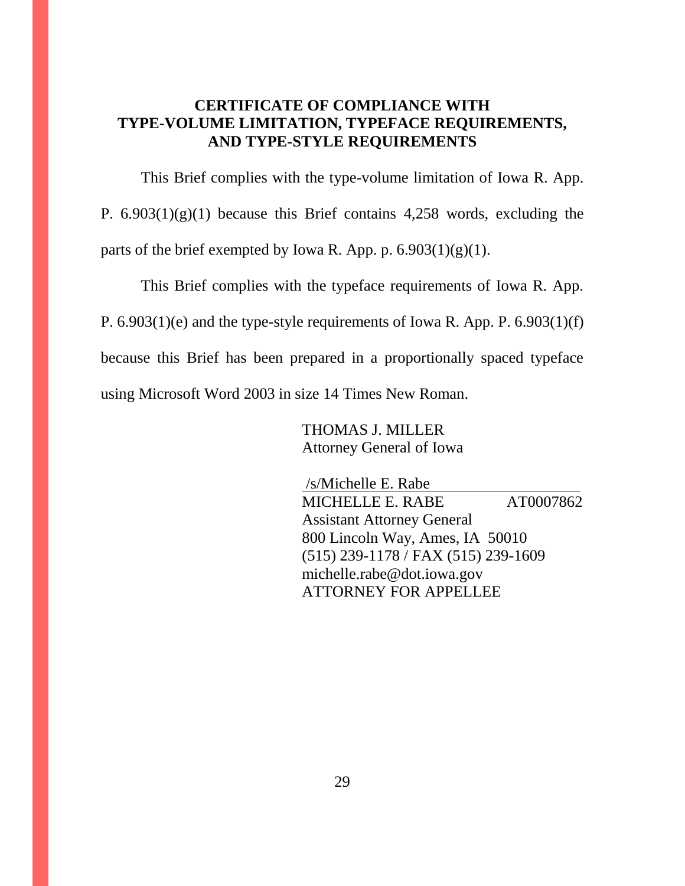**CERTIFICATE OF COMPLIANCE WITH TYPE-VOLUME LIMITATION, TYPEFACE REQUIREMENTS, AND TYPE-STYLE REQUIREMENTS**

This Brief complies with the type-volume limitation of Iowa R. App. P. 6.903(1)(g)(1) because this Brief contains 4,258 words, excluding the parts of the brief exempted by Iowa R. App. p. 6.903(1)(g)(1).

This Brief complies with the typeface requirements of Iowa R. App. P. 6.903(1)(e) and the type-style requirements of Iowa R. App. P. 6.903(1)(f) because this Brief has been prepared in a proportionally spaced typeface using Microsoft Word 2003 in size 14 Times New Roman.

THOMAS J. MILLER
Attorney General of Iowa

/s/Michelle E. Rabe
MICHELLE E. RABE AT0007862
Assistant Attorney General
800 Lincoln Way, Ames, IA 50010
(515) 239-1178 / FAX (515) 239-1609
michelle.rabe@dot.iowa.gov
ATTORNEY FOR APPELLEE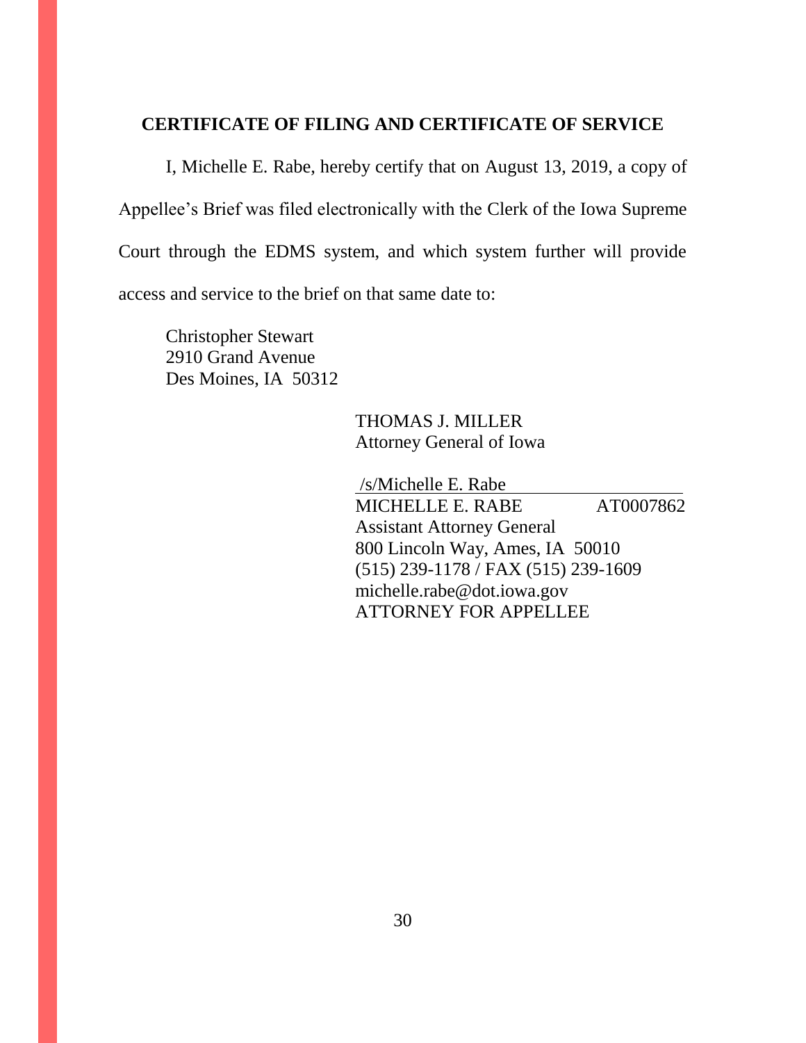## CERTIFICATE OF FILING AND CERTIFICATE OF SERVICE

I, Michelle E. Rabe, hereby certify that on August 13, 2019, a copy of Appellee's Brief was filed electronically with the Clerk of the Iowa Supreme Court through the EDMS system, and which system further will provide access and service to the brief on that same date to:

Christopher Stewart
2910 Grand Avenue
Des Moines, IA 50312

THOMAS J. MILLER
Attorney General of Iowa

/s/Michelle E. Rabe
MICHELLE E. RABE AT0007862
Assistant Attorney General
800 Lincoln Way, Ames, IA 50010
(515) 239-1178 / FAX (515) 239-1609
michelle.rabe@dot.iowa.gov
ATTORNEY FOR APPELLEE